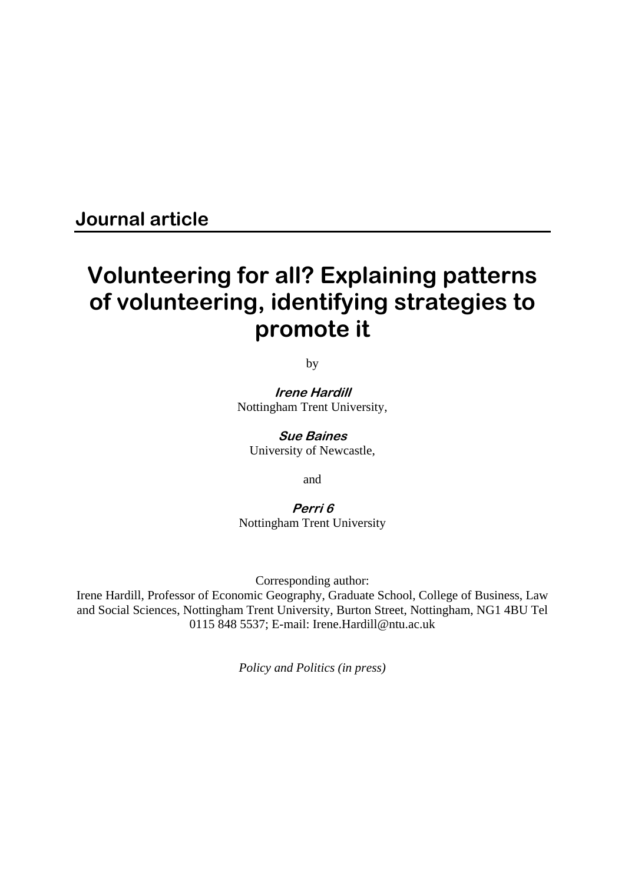**Journal article**

# Volunteering for all? Explaining patterns of volunteering, identifying strategies to promote it

by

***Irene Hardill***
Nottingham Trent University,

***Sue Baines***
University of Newcastle,

and

***Perri 6***
Nottingham Trent University

Corresponding author:
Irene Hardill, Professor of Economic Geography, Graduate School, College of Business, Law and Social Sciences, Nottingham Trent University, Burton Street, Nottingham, NG1 4BU Tel 0115 848 5537; E-mail: Irene.Hardill@ntu.ac.uk

*Policy and Politics (in press)*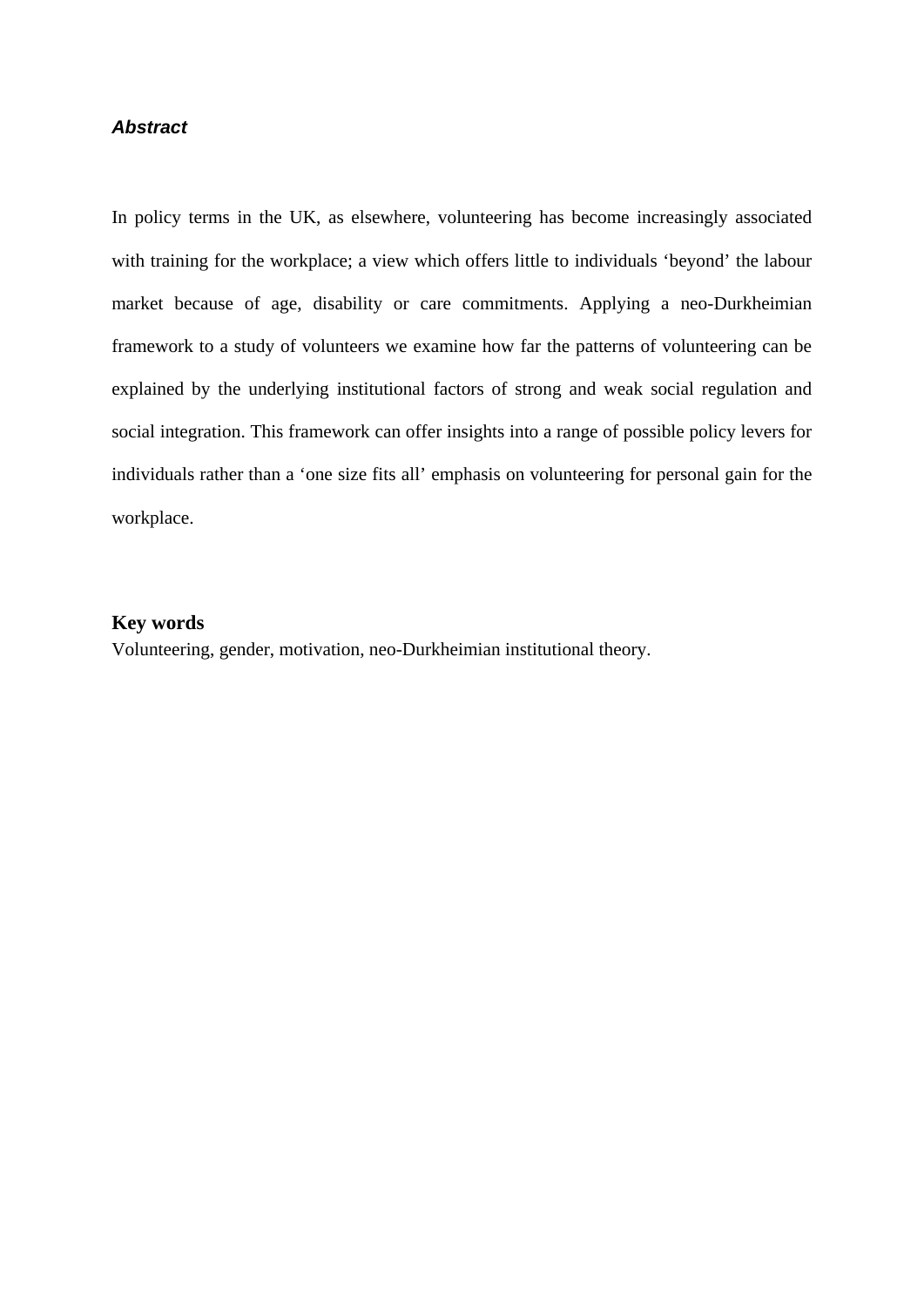## *Abstract*

In policy terms in the UK, as elsewhere, volunteering has become increasingly associated with training for the workplace; a view which offers little to individuals 'beyond' the labour market because of age, disability or care commitments. Applying a neo-Durkheimian framework to a study of volunteers we examine how far the patterns of volunteering can be explained by the underlying institutional factors of strong and weak social regulation and social integration. This framework can offer insights into a range of possible policy levers for individuals rather than a 'one size fits all' emphasis on volunteering for personal gain for the workplace.

## Key words

Volunteering, gender, motivation, neo-Durkheimian institutional theory.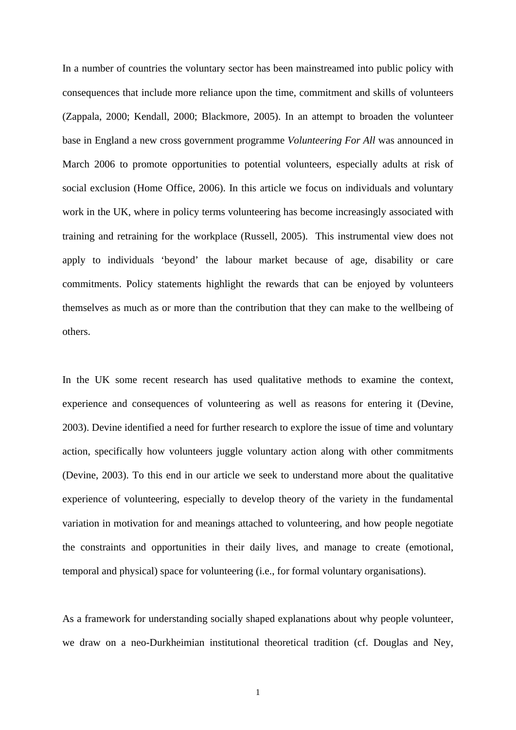In a number of countries the voluntary sector has been mainstreamed into public policy with consequences that include more reliance upon the time, commitment and skills of volunteers (Zappala, 2000; Kendall, 2000; Blackmore, 2005). In an attempt to broaden the volunteer base in England a new cross government programme *Volunteering For All* was announced in March 2006 to promote opportunities to potential volunteers, especially adults at risk of social exclusion (Home Office, 2006). In this article we focus on individuals and voluntary work in the UK, where in policy terms volunteering has become increasingly associated with training and retraining for the workplace (Russell, 2005). This instrumental view does not apply to individuals 'beyond' the labour market because of age, disability or care commitments. Policy statements highlight the rewards that can be enjoyed by volunteers themselves as much as or more than the contribution that they can make to the wellbeing of others.

In the UK some recent research has used qualitative methods to examine the context, experience and consequences of volunteering as well as reasons for entering it (Devine, 2003). Devine identified a need for further research to explore the issue of time and voluntary action, specifically how volunteers juggle voluntary action along with other commitments (Devine, 2003). To this end in our article we seek to understand more about the qualitative experience of volunteering, especially to develop theory of the variety in the fundamental variation in motivation for and meanings attached to volunteering, and how people negotiate the constraints and opportunities in their daily lives, and manage to create (emotional, temporal and physical) space for volunteering (i.e., for formal voluntary organisations).

As a framework for understanding socially shaped explanations about why people volunteer, we draw on a neo-Durkheimian institutional theoretical tradition (cf. Douglas and Ney,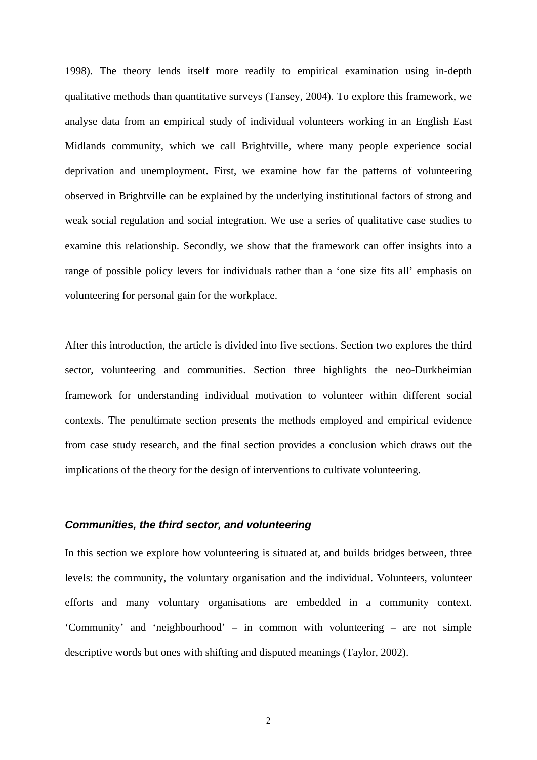1998). The theory lends itself more readily to empirical examination using in-depth qualitative methods than quantitative surveys (Tansey, 2004). To explore this framework, we analyse data from an empirical study of individual volunteers working in an English East Midlands community, which we call Brightville, where many people experience social deprivation and unemployment. First, we examine how far the patterns of volunteering observed in Brightville can be explained by the underlying institutional factors of strong and weak social regulation and social integration. We use a series of qualitative case studies to examine this relationship. Secondly, we show that the framework can offer insights into a range of possible policy levers for individuals rather than a 'one size fits all' emphasis on volunteering for personal gain for the workplace.

After this introduction, the article is divided into five sections. Section two explores the third sector, volunteering and communities. Section three highlights the neo-Durkheimian framework for understanding individual motivation to volunteer within different social contexts. The penultimate section presents the methods employed and empirical evidence from case study research, and the final section provides a conclusion which draws out the implications of the theory for the design of interventions to cultivate volunteering.

### *Communities, the third sector, and volunteering*

In this section we explore how volunteering is situated at, and builds bridges between, three levels: the community, the voluntary organisation and the individual. Volunteers, volunteer efforts and many voluntary organisations are embedded in a community context. 'Community' and 'neighbourhood' – in common with volunteering – are not simple descriptive words but ones with shifting and disputed meanings (Taylor, 2002).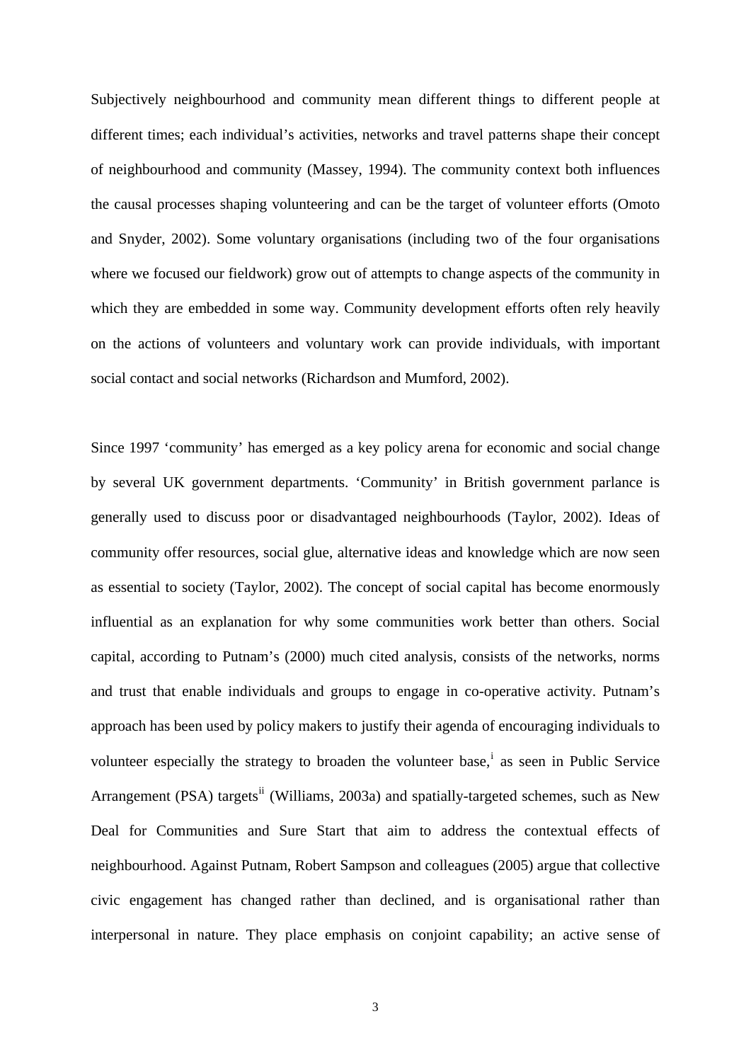Subjectively neighbourhood and community mean different things to different people at different times; each individual's activities, networks and travel patterns shape their concept of neighbourhood and community (Massey, 1994). The community context both influences the causal processes shaping volunteering and can be the target of volunteer efforts (Omoto and Snyder, 2002). Some voluntary organisations (including two of the four organisations where we focused our fieldwork) grow out of attempts to change aspects of the community in which they are embedded in some way. Community development efforts often rely heavily on the actions of volunteers and voluntary work can provide individuals, with important social contact and social networks (Richardson and Mumford, 2002).

Since 1997 'community' has emerged as a key policy arena for economic and social change by several UK government departments. 'Community' in British government parlance is generally used to discuss poor or disadvantaged neighbourhoods (Taylor, 2002). Ideas of community offer resources, social glue, alternative ideas and knowledge which are now seen as essential to society (Taylor, 2002). The concept of social capital has become enormously influential as an explanation for why some communities work better than others. Social capital, according to Putnam's (2000) much cited analysis, consists of the networks, norms and trust that enable individuals and groups to engage in co-operative activity. Putnam's approach has been used by policy makers to justify their agenda of encouraging individuals to volunteer especially the strategy to broaden the volunteer base,[i] as seen in Public Service Arrangement (PSA) targets[ii] (Williams, 2003a) and spatially-targeted schemes, such as New Deal for Communities and Sure Start that aim to address the contextual effects of neighbourhood. Against Putnam, Robert Sampson and colleagues (2005) argue that collective civic engagement has changed rather than declined, and is organisational rather than interpersonal in nature. They place emphasis on conjoint capability; an active sense of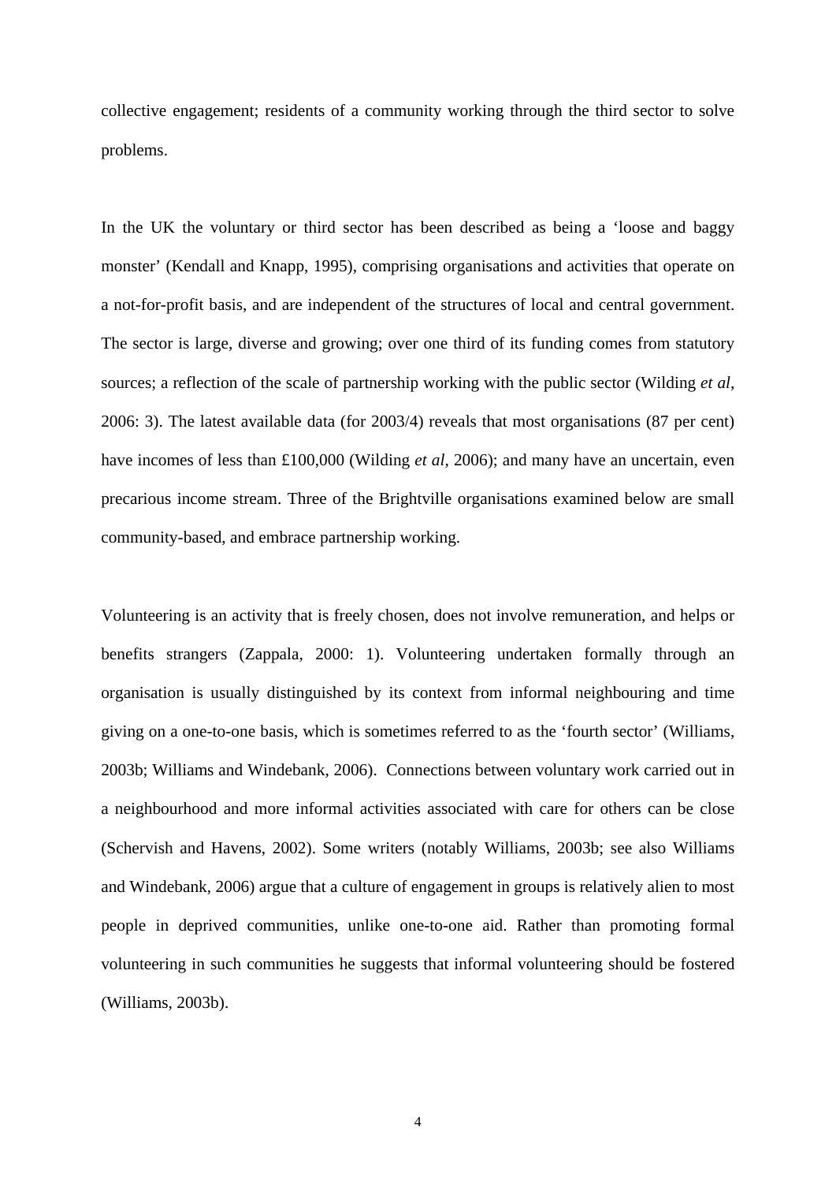collective engagement; residents of a community working through the third sector to solve problems.

In the UK the voluntary or third sector has been described as being a 'loose and baggy monster' (Kendall and Knapp, 1995), comprising organisations and activities that operate on a not-for-profit basis, and are independent of the structures of local and central government. The sector is large, diverse and growing; over one third of its funding comes from statutory sources; a reflection of the scale of partnership working with the public sector (Wilding *et al*, 2006: 3). The latest available data (for 2003/4) reveals that most organisations (87 per cent) have incomes of less than £100,000 (Wilding *et al*, 2006); and many have an uncertain, even precarious income stream. Three of the Brightville organisations examined below are small community-based, and embrace partnership working.

Volunteering is an activity that is freely chosen, does not involve remuneration, and helps or benefits strangers (Zappala, 2000: 1). Volunteering undertaken formally through an organisation is usually distinguished by its context from informal neighbouring and time giving on a one-to-one basis, which is sometimes referred to as the 'fourth sector' (Williams, 2003b; Williams and Windebank, 2006). Connections between voluntary work carried out in a neighbourhood and more informal activities associated with care for others can be close (Schervish and Havens, 2002). Some writers (notably Williams, 2003b; see also Williams and Windebank, 2006) argue that a culture of engagement in groups is relatively alien to most people in deprived communities, unlike one-to-one aid. Rather than promoting formal volunteering in such communities he suggests that informal volunteering should be fostered (Williams, 2003b).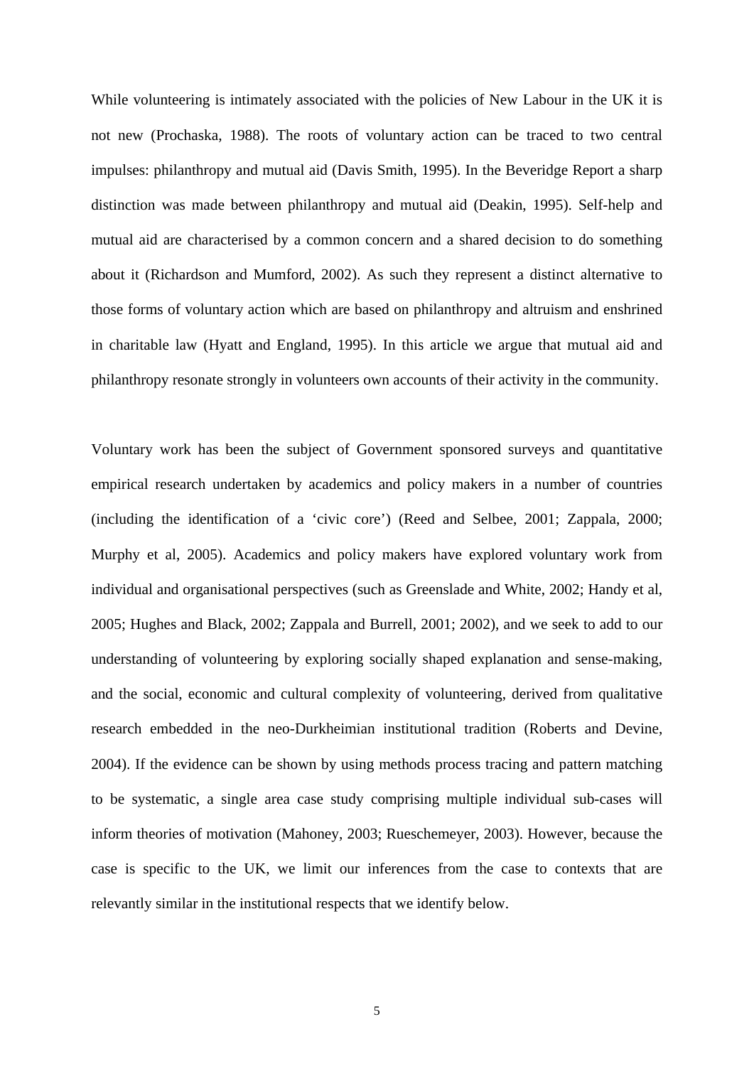While volunteering is intimately associated with the policies of New Labour in the UK it is not new (Prochaska, 1988). The roots of voluntary action can be traced to two central impulses: philanthropy and mutual aid (Davis Smith, 1995). In the Beveridge Report a sharp distinction was made between philanthropy and mutual aid (Deakin, 1995). Self-help and mutual aid are characterised by a common concern and a shared decision to do something about it (Richardson and Mumford, 2002). As such they represent a distinct alternative to those forms of voluntary action which are based on philanthropy and altruism and enshrined in charitable law (Hyatt and England, 1995). In this article we argue that mutual aid and philanthropy resonate strongly in volunteers own accounts of their activity in the community.

Voluntary work has been the subject of Government sponsored surveys and quantitative empirical research undertaken by academics and policy makers in a number of countries (including the identification of a 'civic core') (Reed and Selbee, 2001; Zappala, 2000; Murphy et al, 2005). Academics and policy makers have explored voluntary work from individual and organisational perspectives (such as Greenslade and White, 2002; Handy et al, 2005; Hughes and Black, 2002; Zappala and Burrell, 2001; 2002), and we seek to add to our understanding of volunteering by exploring socially shaped explanation and sense-making, and the social, economic and cultural complexity of volunteering, derived from qualitative research embedded in the neo-Durkheimian institutional tradition (Roberts and Devine, 2004). If the evidence can be shown by using methods process tracing and pattern matching to be systematic, a single area case study comprising multiple individual sub-cases will inform theories of motivation (Mahoney, 2003; Rueschemeyer, 2003). However, because the case is specific to the UK, we limit our inferences from the case to contexts that are relevantly similar in the institutional respects that we identify below.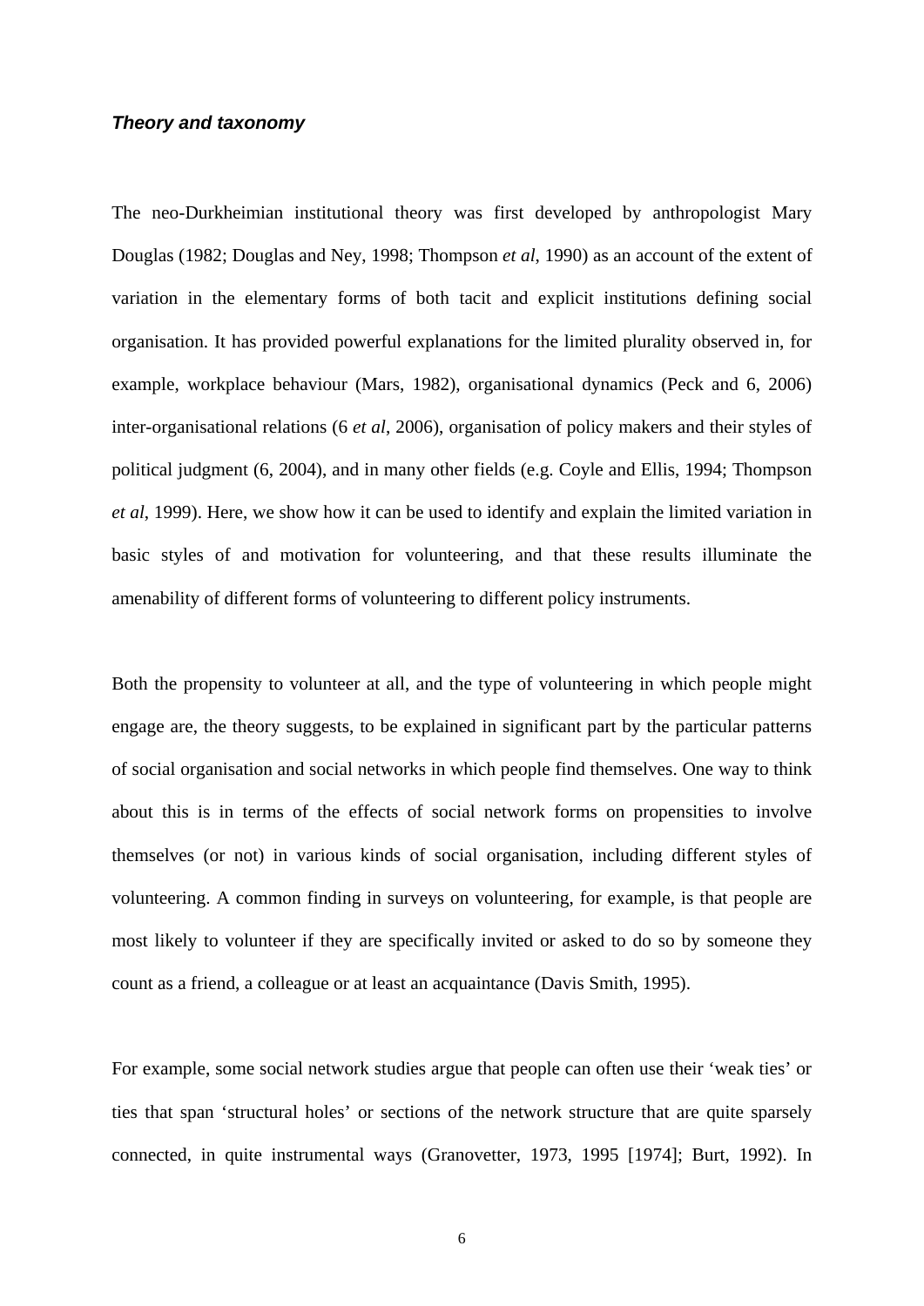### *Theory and taxonomy*

The neo-Durkheimian institutional theory was first developed by anthropologist Mary Douglas (1982; Douglas and Ney, 1998; Thompson *et al*, 1990) as an account of the extent of variation in the elementary forms of both tacit and explicit institutions defining social organisation. It has provided powerful explanations for the limited plurality observed in, for example, workplace behaviour (Mars, 1982), organisational dynamics (Peck and 6, 2006) inter-organisational relations (6 *et al*, 2006), organisation of policy makers and their styles of political judgment (6, 2004), and in many other fields (e.g. Coyle and Ellis, 1994; Thompson *et al*, 1999). Here, we show how it can be used to identify and explain the limited variation in basic styles of and motivation for volunteering, and that these results illuminate the amenability of different forms of volunteering to different policy instruments.

Both the propensity to volunteer at all, and the type of volunteering in which people might engage are, the theory suggests, to be explained in significant part by the particular patterns of social organisation and social networks in which people find themselves. One way to think about this is in terms of the effects of social network forms on propensities to involve themselves (or not) in various kinds of social organisation, including different styles of volunteering. A common finding in surveys on volunteering, for example, is that people are most likely to volunteer if they are specifically invited or asked to do so by someone they count as a friend, a colleague or at least an acquaintance (Davis Smith, 1995).

For example, some social network studies argue that people can often use their 'weak ties' or ties that span 'structural holes' or sections of the network structure that are quite sparsely connected, in quite instrumental ways (Granovetter, 1973, 1995 [1974]; Burt, 1992). In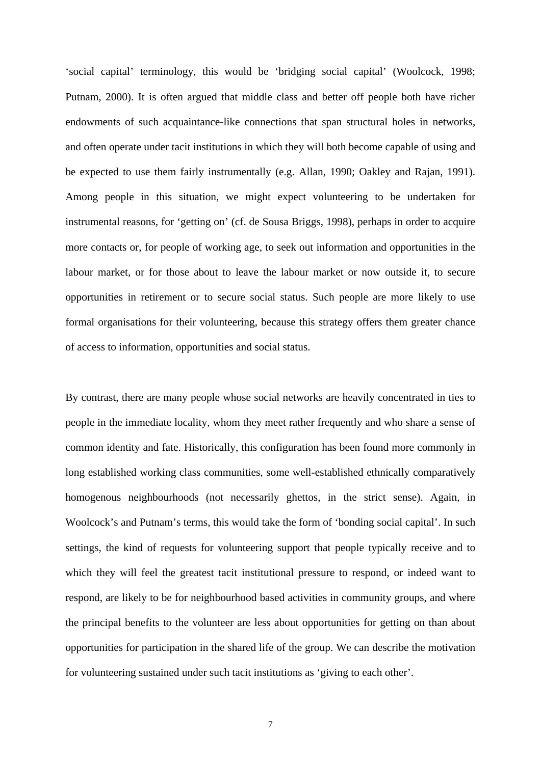'social capital' terminology, this would be 'bridging social capital' (Woolcock, 1998; Putnam, 2000). It is often argued that middle class and better off people both have richer endowments of such acquaintance-like connections that span structural holes in networks, and often operate under tacit institutions in which they will both become capable of using and be expected to use them fairly instrumentally (e.g. Allan, 1990; Oakley and Rajan, 1991). Among people in this situation, we might expect volunteering to be undertaken for instrumental reasons, for 'getting on' (cf. de Sousa Briggs, 1998), perhaps in order to acquire more contacts or, for people of working age, to seek out information and opportunities in the labour market, or for those about to leave the labour market or now outside it, to secure opportunities in retirement or to secure social status. Such people are more likely to use formal organisations for their volunteering, because this strategy offers them greater chance of access to information, opportunities and social status.

By contrast, there are many people whose social networks are heavily concentrated in ties to people in the immediate locality, whom they meet rather frequently and who share a sense of common identity and fate. Historically, this configuration has been found more commonly in long established working class communities, some well-established ethnically comparatively homogenous neighbourhoods (not necessarily ghettos, in the strict sense). Again, in Woolcock's and Putnam's terms, this would take the form of 'bonding social capital'. In such settings, the kind of requests for volunteering support that people typically receive and to which they will feel the greatest tacit institutional pressure to respond, or indeed want to respond, are likely to be for neighbourhood based activities in community groups, and where the principal benefits to the volunteer are less about opportunities for getting on than about opportunities for participation in the shared life of the group. We can describe the motivation for volunteering sustained under such tacit institutions as 'giving to each other'.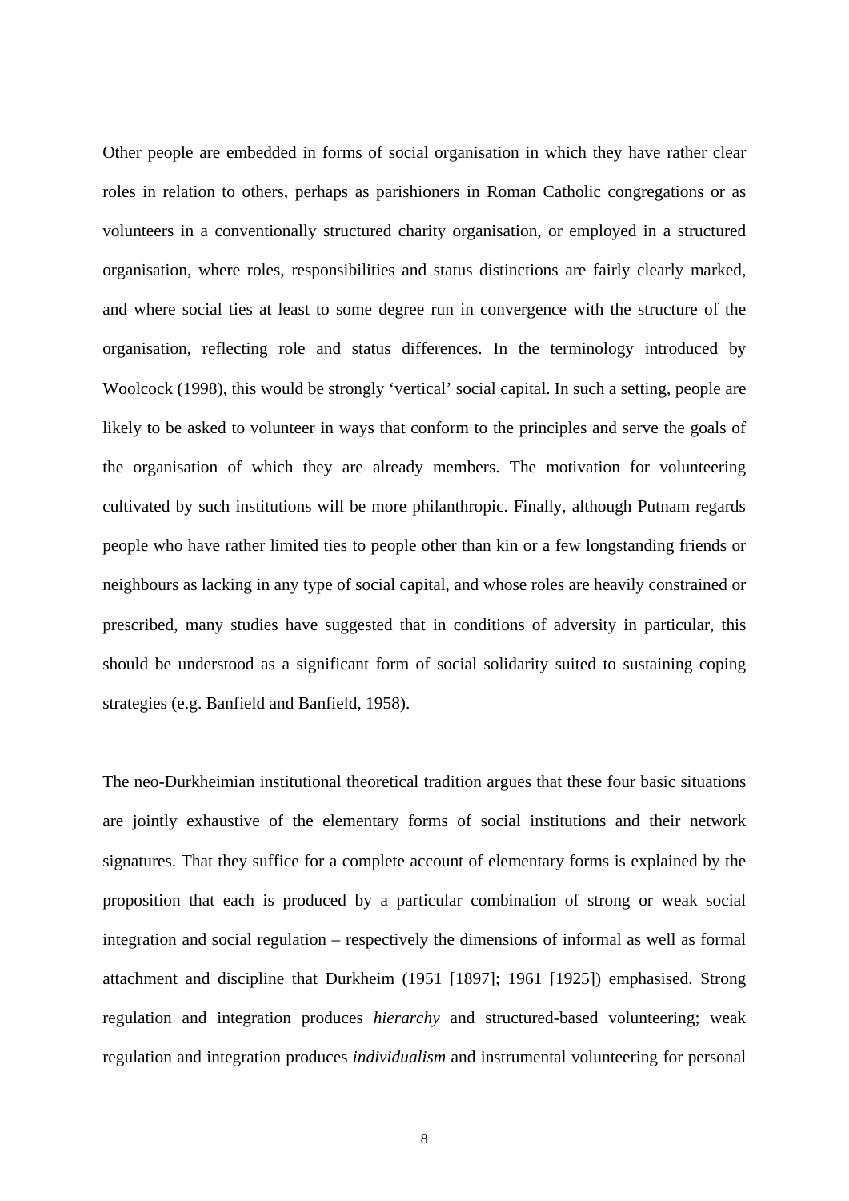Other people are embedded in forms of social organisation in which they have rather clear roles in relation to others, perhaps as parishioners in Roman Catholic congregations or as volunteers in a conventionally structured charity organisation, or employed in a structured organisation, where roles, responsibilities and status distinctions are fairly clearly marked, and where social ties at least to some degree run in convergence with the structure of the organisation, reflecting role and status differences. In the terminology introduced by Woolcock (1998), this would be strongly 'vertical' social capital. In such a setting, people are likely to be asked to volunteer in ways that conform to the principles and serve the goals of the organisation of which they are already members. The motivation for volunteering cultivated by such institutions will be more philanthropic. Finally, although Putnam regards people who have rather limited ties to people other than kin or a few longstanding friends or neighbours as lacking in any type of social capital, and whose roles are heavily constrained or prescribed, many studies have suggested that in conditions of adversity in particular, this should be understood as a significant form of social solidarity suited to sustaining coping strategies (e.g. Banfield and Banfield, 1958).

The neo-Durkheimian institutional theoretical tradition argues that these four basic situations are jointly exhaustive of the elementary forms of social institutions and their network signatures. That they suffice for a complete account of elementary forms is explained by the proposition that each is produced by a particular combination of strong or weak social integration and social regulation – respectively the dimensions of informal as well as formal attachment and discipline that Durkheim (1951 [1897]; 1961 [1925]) emphasised. Strong regulation and integration produces *hierarchy* and structured-based volunteering; weak regulation and integration produces *individualism* and instrumental volunteering for personal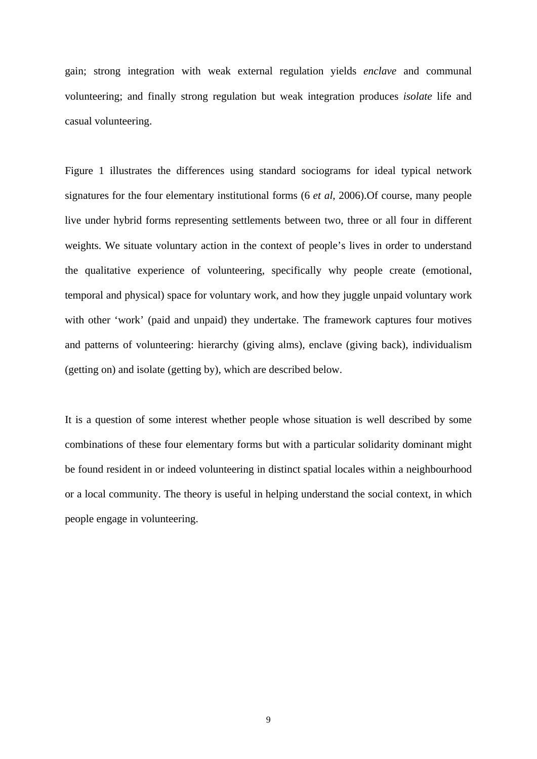gain; strong integration with weak external regulation yields *enclave* and communal volunteering; and finally strong regulation but weak integration produces *isolate* life and casual volunteering.

Figure 1 illustrates the differences using standard sociograms for ideal typical network signatures for the four elementary institutional forms (6 *et al*, 2006).Of course, many people live under hybrid forms representing settlements between two, three or all four in different weights. We situate voluntary action in the context of people's lives in order to understand the qualitative experience of volunteering, specifically why people create (emotional, temporal and physical) space for voluntary work, and how they juggle unpaid voluntary work with other 'work' (paid and unpaid) they undertake. The framework captures four motives and patterns of volunteering: hierarchy (giving alms), enclave (giving back), individualism (getting on) and isolate (getting by), which are described below.

It is a question of some interest whether people whose situation is well described by some combinations of these four elementary forms but with a particular solidarity dominant might be found resident in or indeed volunteering in distinct spatial locales within a neighbourhood or a local community. The theory is useful in helping understand the social context, in which people engage in volunteering.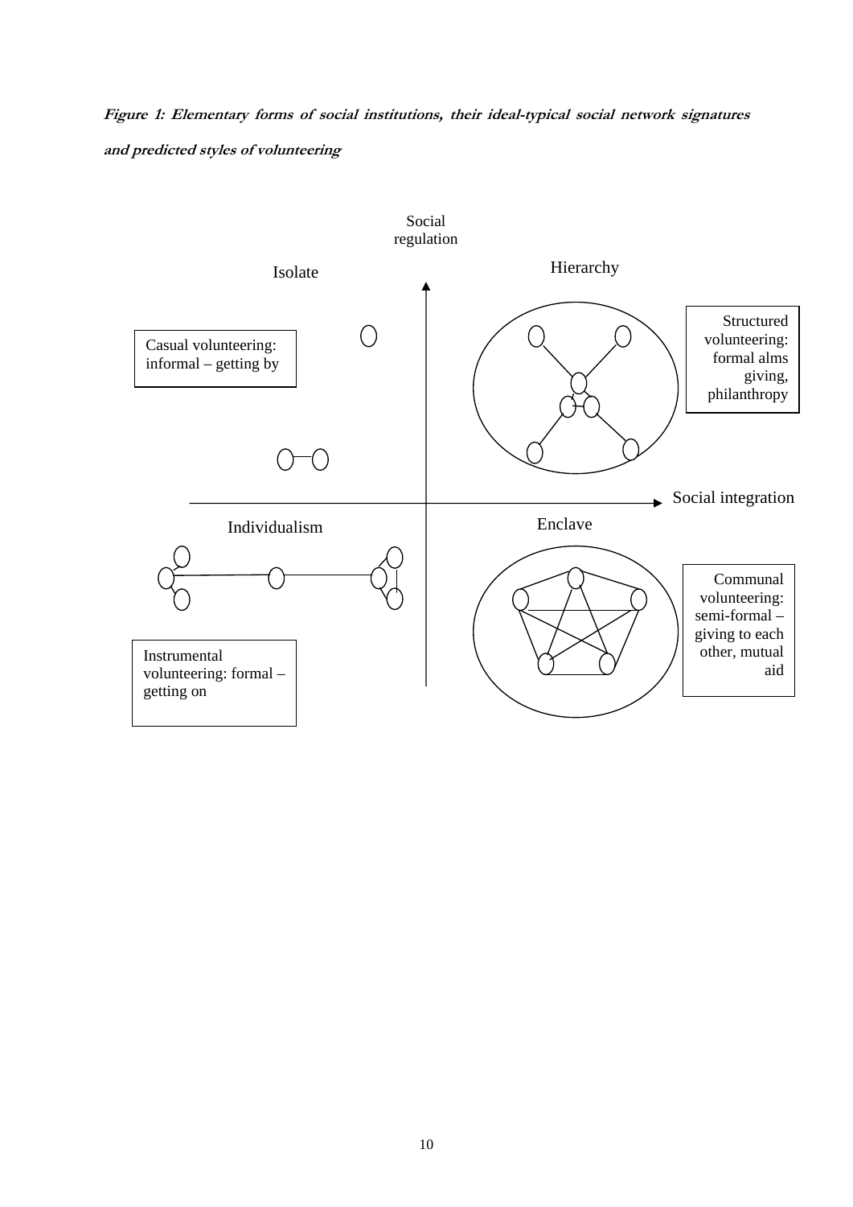***Figure 1: Elementary forms of social institutions, their ideal-typical social network signatures and predicted styles of volunteering***

Social regulation

Isolate

Hierarchy

Casual volunteering: informal – getting by

Structured volunteering: formal alms giving, philanthropy

Social integration

Individualism

Enclave

Communal volunteering: semi-formal – giving to each other, mutual aid

Instrumental volunteering: formal – getting on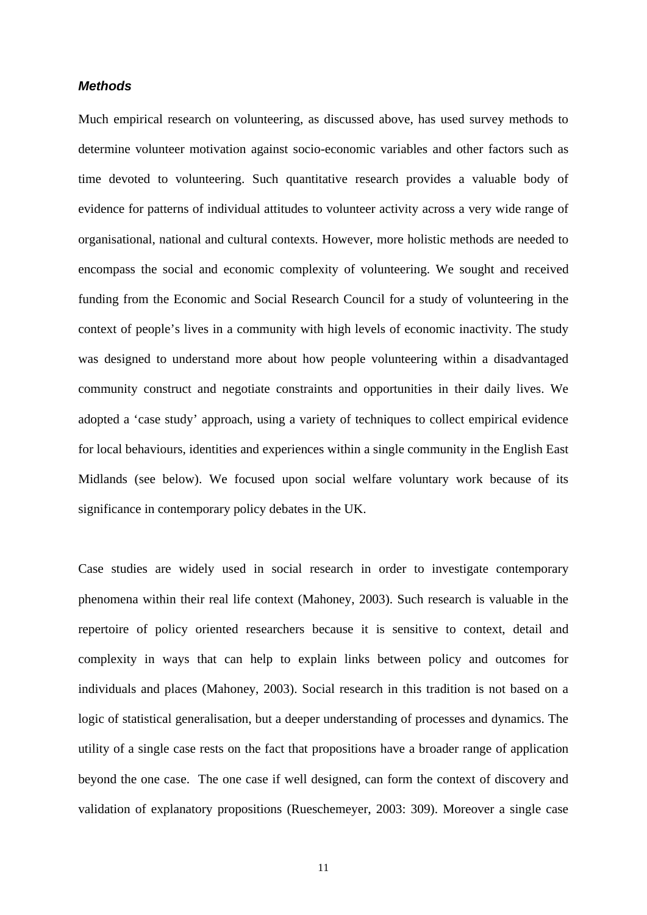### *Methods*

Much empirical research on volunteering, as discussed above, has used survey methods to determine volunteer motivation against socio-economic variables and other factors such as time devoted to volunteering. Such quantitative research provides a valuable body of evidence for patterns of individual attitudes to volunteer activity across a very wide range of organisational, national and cultural contexts. However, more holistic methods are needed to encompass the social and economic complexity of volunteering. We sought and received funding from the Economic and Social Research Council for a study of volunteering in the context of people's lives in a community with high levels of economic inactivity. The study was designed to understand more about how people volunteering within a disadvantaged community construct and negotiate constraints and opportunities in their daily lives. We adopted a 'case study' approach, using a variety of techniques to collect empirical evidence for local behaviours, identities and experiences within a single community in the English East Midlands (see below). We focused upon social welfare voluntary work because of its significance in contemporary policy debates in the UK.

Case studies are widely used in social research in order to investigate contemporary phenomena within their real life context (Mahoney, 2003). Such research is valuable in the repertoire of policy oriented researchers because it is sensitive to context, detail and complexity in ways that can help to explain links between policy and outcomes for individuals and places (Mahoney, 2003). Social research in this tradition is not based on a logic of statistical generalisation, but a deeper understanding of processes and dynamics. The utility of a single case rests on the fact that propositions have a broader range of application beyond the one case. The one case if well designed, can form the context of discovery and validation of explanatory propositions (Rueschemeyer, 2003: 309). Moreover a single case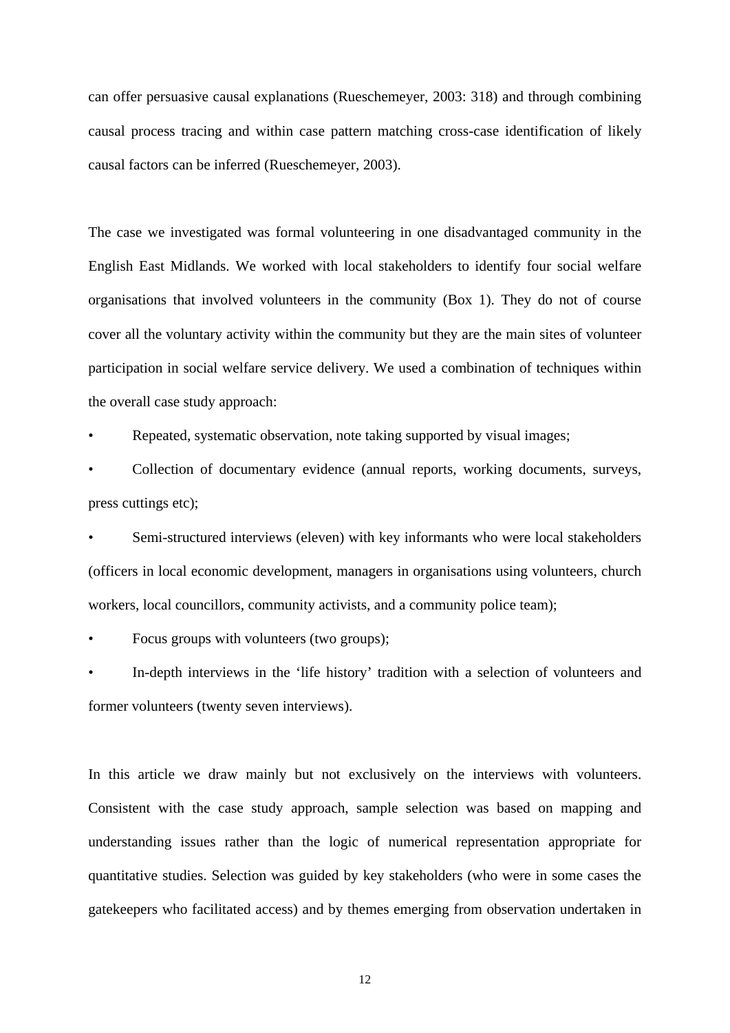can offer persuasive causal explanations (Rueschemeyer, 2003: 318) and through combining causal process tracing and within case pattern matching cross-case identification of likely causal factors can be inferred (Rueschemeyer, 2003).

The case we investigated was formal volunteering in one disadvantaged community in the English East Midlands. We worked with local stakeholders to identify four social welfare organisations that involved volunteers in the community (Box 1). They do not of course cover all the voluntary activity within the community but they are the main sites of volunteer participation in social welfare service delivery. We used a combination of techniques within the overall case study approach:

- Repeated, systematic observation, note taking supported by visual images;
- Collection of documentary evidence (annual reports, working documents, surveys, press cuttings etc);
- Semi-structured interviews (eleven) with key informants who were local stakeholders (officers in local economic development, managers in organisations using volunteers, church workers, local councillors, community activists, and a community police team);
- Focus groups with volunteers (two groups);
- In-depth interviews in the 'life history' tradition with a selection of volunteers and former volunteers (twenty seven interviews).

In this article we draw mainly but not exclusively on the interviews with volunteers. Consistent with the case study approach, sample selection was based on mapping and understanding issues rather than the logic of numerical representation appropriate for quantitative studies. Selection was guided by key stakeholders (who were in some cases the gatekeepers who facilitated access) and by themes emerging from observation undertaken in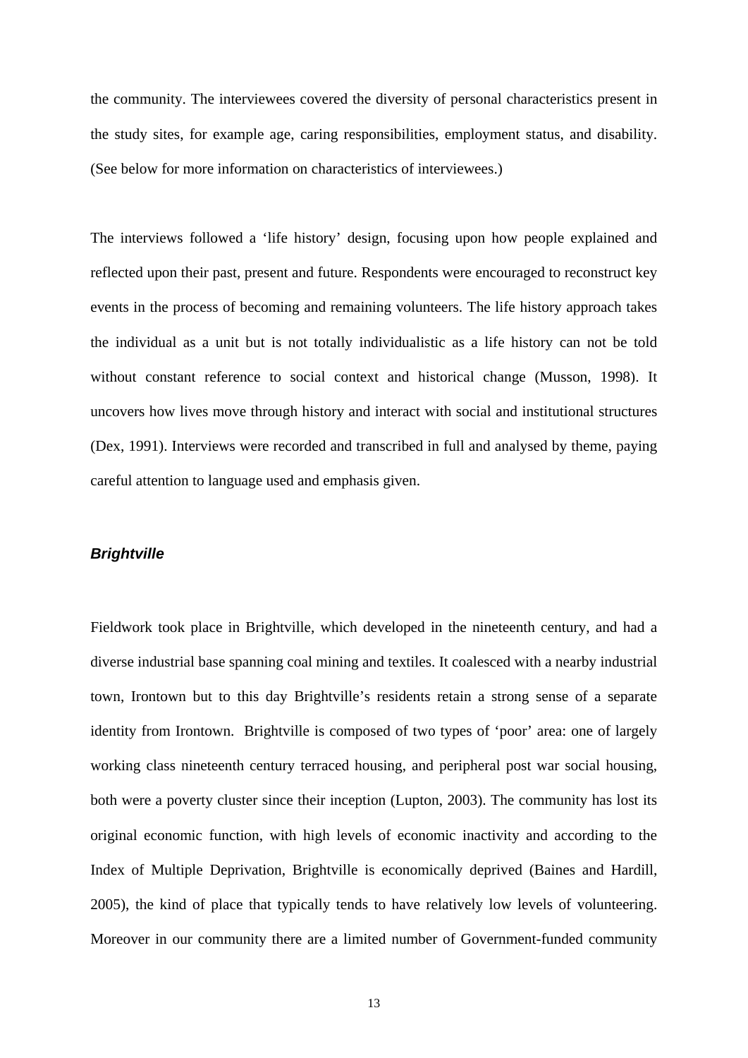the community. The interviewees covered the diversity of personal characteristics present in the study sites, for example age, caring responsibilities, employment status, and disability. (See below for more information on characteristics of interviewees.)

The interviews followed a 'life history' design, focusing upon how people explained and reflected upon their past, present and future. Respondents were encouraged to reconstruct key events in the process of becoming and remaining volunteers. The life history approach takes the individual as a unit but is not totally individualistic as a life history can not be told without constant reference to social context and historical change (Musson, 1998). It uncovers how lives move through history and interact with social and institutional structures (Dex, 1991). Interviews were recorded and transcribed in full and analysed by theme, paying careful attention to language used and emphasis given.

### *Brightville*

Fieldwork took place in Brightville, which developed in the nineteenth century, and had a diverse industrial base spanning coal mining and textiles. It coalesced with a nearby industrial town, Irontown but to this day Brightville's residents retain a strong sense of a separate identity from Irontown. Brightville is composed of two types of 'poor' area: one of largely working class nineteenth century terraced housing, and peripheral post war social housing, both were a poverty cluster since their inception (Lupton, 2003). The community has lost its original economic function, with high levels of economic inactivity and according to the Index of Multiple Deprivation, Brightville is economically deprived (Baines and Hardill, 2005), the kind of place that typically tends to have relatively low levels of volunteering. Moreover in our community there are a limited number of Government-funded community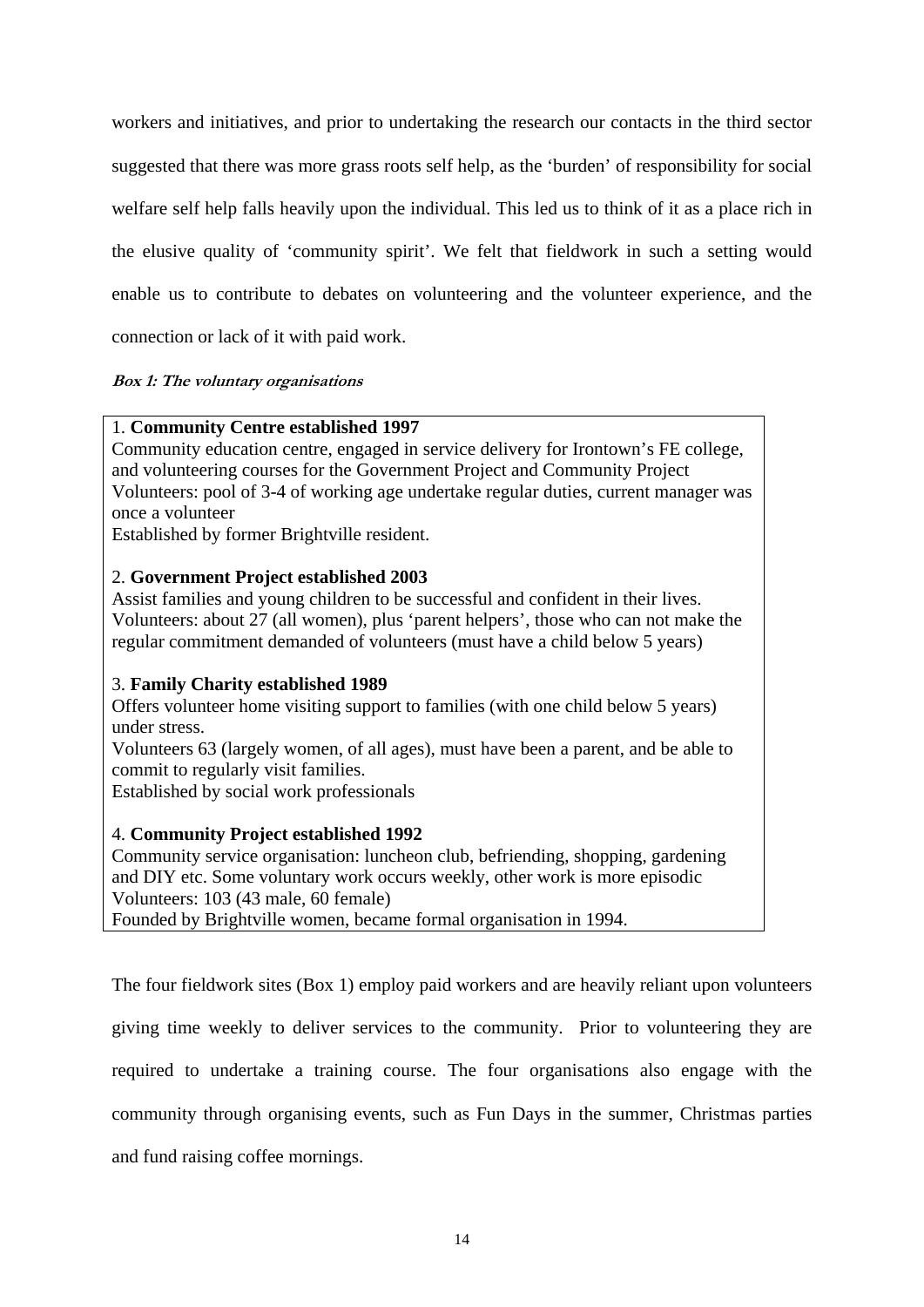workers and initiatives, and prior to undertaking the research our contacts in the third sector suggested that there was more grass roots self help, as the 'burden' of responsibility for social welfare self help falls heavily upon the individual. This led us to think of it as a place rich in the elusive quality of 'community spirit'. We felt that fieldwork in such a setting would enable us to contribute to debates on volunteering and the volunteer experience, and the connection or lack of it with paid work.

***Box 1: The voluntary organisations***

1. **Community Centre established 1997**
Community education centre, engaged in service delivery for Irontown's FE college, and volunteering courses for the Government Project and Community Project
Volunteers: pool of 3-4 of working age undertake regular duties, current manager was once a volunteer
Established by former Brightville resident.

2. **Government Project established 2003**
Assist families and young children to be successful and confident in their lives.
Volunteers: about 27 (all women), plus 'parent helpers', those who can not make the regular commitment demanded of volunteers (must have a child below 5 years)

3. **Family Charity established 1989**
Offers volunteer home visiting support to families (with one child below 5 years) under stress.
Volunteers 63 (largely women, of all ages), must have been a parent, and be able to commit to regularly visit families.
Established by social work professionals

4. **Community Project established 1992**
Community service organisation: luncheon club, befriending, shopping, gardening and DIY etc. Some voluntary work occurs weekly, other work is more episodic
Volunteers: 103 (43 male, 60 female)
Founded by Brightville women, became formal organisation in 1994.

The four fieldwork sites (Box 1) employ paid workers and are heavily reliant upon volunteers giving time weekly to deliver services to the community. Prior to volunteering they are required to undertake a training course. The four organisations also engage with the community through organising events, such as Fun Days in the summer, Christmas parties and fund raising coffee mornings.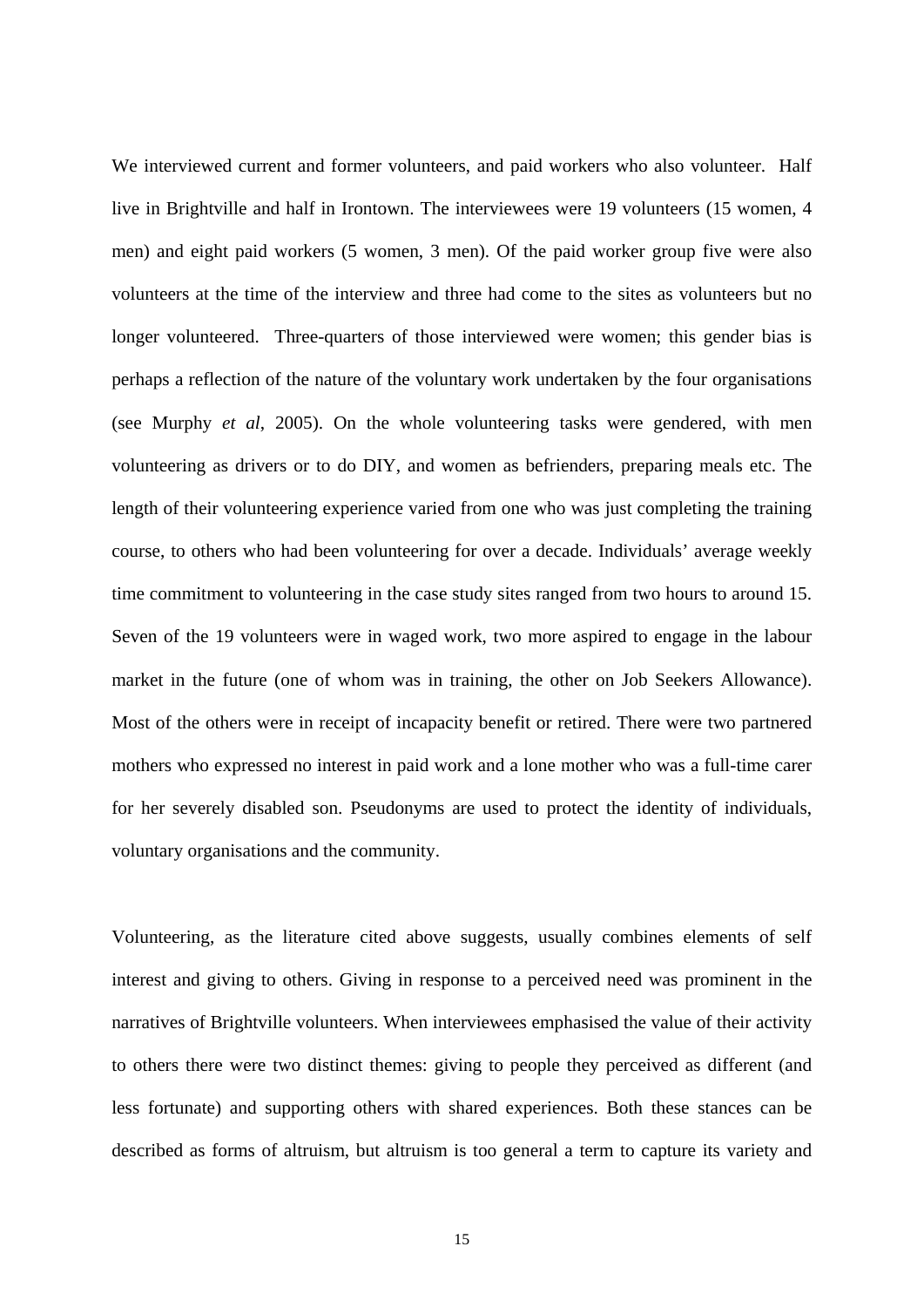We interviewed current and former volunteers, and paid workers who also volunteer. Half live in Brightville and half in Irontown. The interviewees were 19 volunteers (15 women, 4 men) and eight paid workers (5 women, 3 men). Of the paid worker group five were also volunteers at the time of the interview and three had come to the sites as volunteers but no longer volunteered. Three-quarters of those interviewed were women; this gender bias is perhaps a reflection of the nature of the voluntary work undertaken by the four organisations (see Murphy *et al*, 2005). On the whole volunteering tasks were gendered, with men volunteering as drivers or to do DIY, and women as befrienders, preparing meals etc. The length of their volunteering experience varied from one who was just completing the training course, to others who had been volunteering for over a decade. Individuals' average weekly time commitment to volunteering in the case study sites ranged from two hours to around 15. Seven of the 19 volunteers were in waged work, two more aspired to engage in the labour market in the future (one of whom was in training, the other on Job Seekers Allowance). Most of the others were in receipt of incapacity benefit or retired. There were two partnered mothers who expressed no interest in paid work and a lone mother who was a full-time carer for her severely disabled son. Pseudonyms are used to protect the identity of individuals, voluntary organisations and the community.

Volunteering, as the literature cited above suggests, usually combines elements of self interest and giving to others. Giving in response to a perceived need was prominent in the narratives of Brightville volunteers. When interviewees emphasised the value of their activity to others there were two distinct themes: giving to people they perceived as different (and less fortunate) and supporting others with shared experiences. Both these stances can be described as forms of altruism, but altruism is too general a term to capture its variety and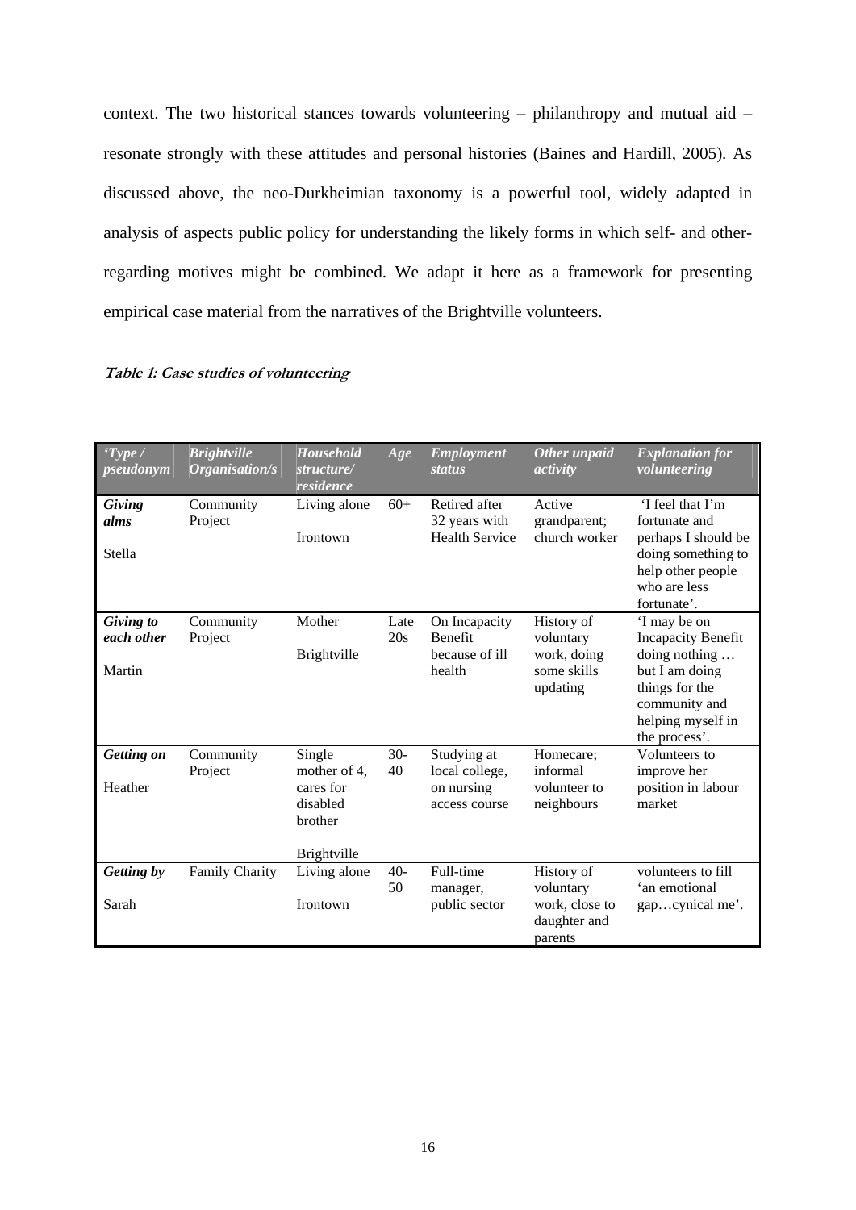context. The two historical stances towards volunteering – philanthropy and mutual aid – resonate strongly with these attitudes and personal histories (Baines and Hardill, 2005). As discussed above, the neo-Durkheimian taxonomy is a powerful tool, widely adapted in analysis of aspects public policy for understanding the likely forms in which self- and other-regarding motives might be combined. We adapt it here as a framework for presenting empirical case material from the narratives of the Brightville volunteers.

***Table 1: Case studies of volunteering***

| *'Type / pseudonym* | *Brightville Organisation/s* | *Household structure/ residence* | *Age* | *Employment status* | *Other unpaid activity* | *Explanation for volunteering* |
|---|---|---|---|---|---|---|
| ***Giving alms*** Stella | Community Project | Living alone Irontown | 60+ | Retired after 32 years with Health Service | Active grandparent; church worker | 'I feel that I'm fortunate and perhaps I should be doing something to help other people who are less fortunate'. |
| ***Giving to each other*** Martin | Community Project | Mother Brightville | Late 20s | On Incapacity Benefit because of ill health | History of voluntary work, doing some skills updating | 'I may be on Incapacity Benefit doing nothing … but I am doing things for the community and helping myself in the process'. |
| ***Getting on*** Heather | Community Project | Single mother of 4, cares for disabled brother Brightville | 30-40 | Studying at local college, on nursing access course | Homecare; informal volunteer to neighbours | Volunteers to improve her position in labour market |
| ***Getting by*** Sarah | Family Charity | Living alone Irontown | 40-50 | Full-time manager, public sector | History of voluntary work, close to daughter and parents | volunteers to fill 'an emotional gap…cynical me'. |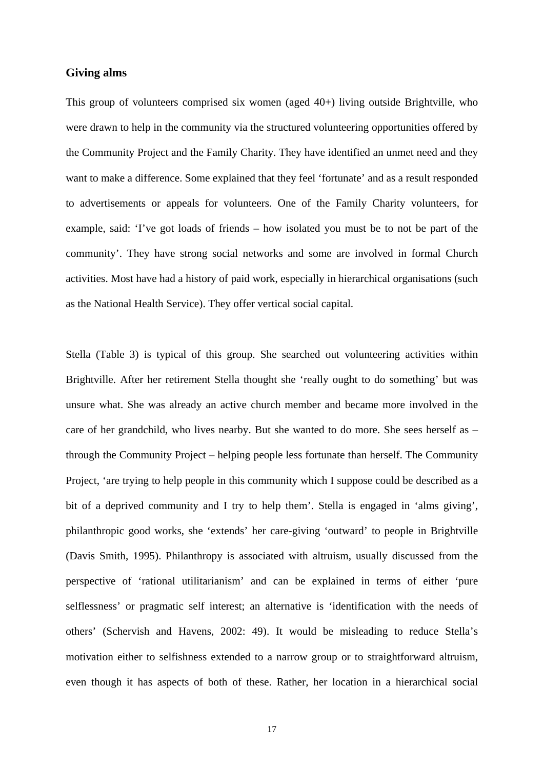**Giving alms**

This group of volunteers comprised six women (aged 40+) living outside Brightville, who were drawn to help in the community via the structured volunteering opportunities offered by the Community Project and the Family Charity. They have identified an unmet need and they want to make a difference. Some explained that they feel 'fortunate' and as a result responded to advertisements or appeals for volunteers. One of the Family Charity volunteers, for example, said: 'I've got loads of friends – how isolated you must be to not be part of the community'. They have strong social networks and some are involved in formal Church activities. Most have had a history of paid work, especially in hierarchical organisations (such as the National Health Service). They offer vertical social capital.

Stella (Table 3) is typical of this group. She searched out volunteering activities within Brightville. After her retirement Stella thought she 'really ought to do something' but was unsure what. She was already an active church member and became more involved in the care of her grandchild, who lives nearby. But she wanted to do more. She sees herself as – through the Community Project – helping people less fortunate than herself. The Community Project, 'are trying to help people in this community which I suppose could be described as a bit of a deprived community and I try to help them'. Stella is engaged in 'alms giving', philanthropic good works, she 'extends' her care-giving 'outward' to people in Brightville (Davis Smith, 1995). Philanthropy is associated with altruism, usually discussed from the perspective of 'rational utilitarianism' and can be explained in terms of either 'pure selflessness' or pragmatic self interest; an alternative is 'identification with the needs of others' (Schervish and Havens, 2002: 49). It would be misleading to reduce Stella's motivation either to selfishness extended to a narrow group or to straightforward altruism, even though it has aspects of both of these. Rather, her location in a hierarchical social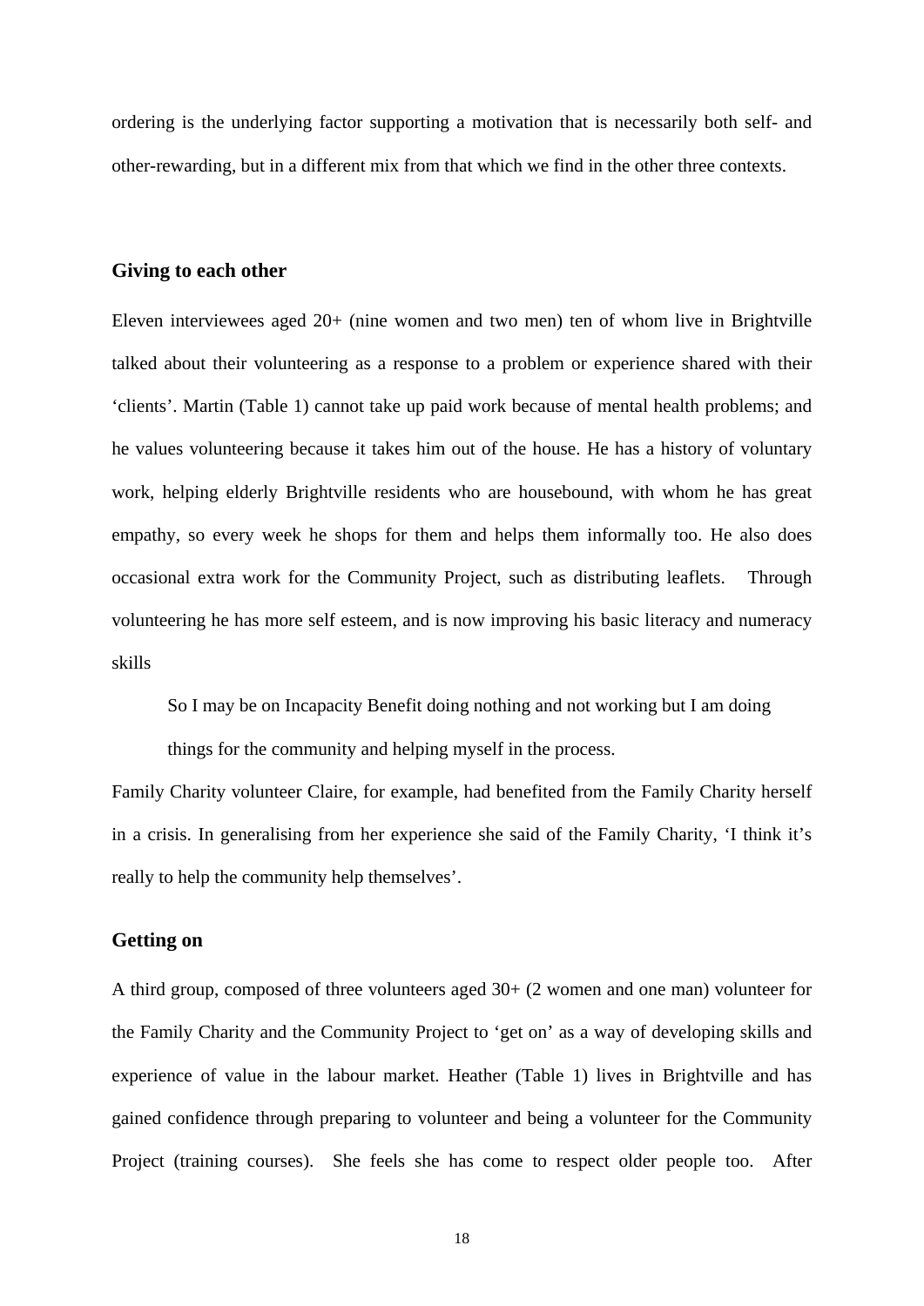ordering is the underlying factor supporting a motivation that is necessarily both self- and other-rewarding, but in a different mix from that which we find in the other three contexts.

## Giving to each other

Eleven interviewees aged 20+ (nine women and two men) ten of whom live in Brightville talked about their volunteering as a response to a problem or experience shared with their 'clients'. Martin (Table 1) cannot take up paid work because of mental health problems; and he values volunteering because it takes him out of the house. He has a history of voluntary work, helping elderly Brightville residents who are housebound, with whom he has great empathy, so every week he shops for them and helps them informally too. He also does occasional extra work for the Community Project, such as distributing leaflets. Through volunteering he has more self esteem, and is now improving his basic literacy and numeracy skills

> So I may be on Incapacity Benefit doing nothing and not working but I am doing things for the community and helping myself in the process.

Family Charity volunteer Claire, for example, had benefited from the Family Charity herself in a crisis. In generalising from her experience she said of the Family Charity, 'I think it's really to help the community help themselves'.

## Getting on

A third group, composed of three volunteers aged 30+ (2 women and one man) volunteer for the Family Charity and the Community Project to 'get on' as a way of developing skills and experience of value in the labour market. Heather (Table 1) lives in Brightville and has gained confidence through preparing to volunteer and being a volunteer for the Community Project (training courses). She feels she has come to respect older people too. After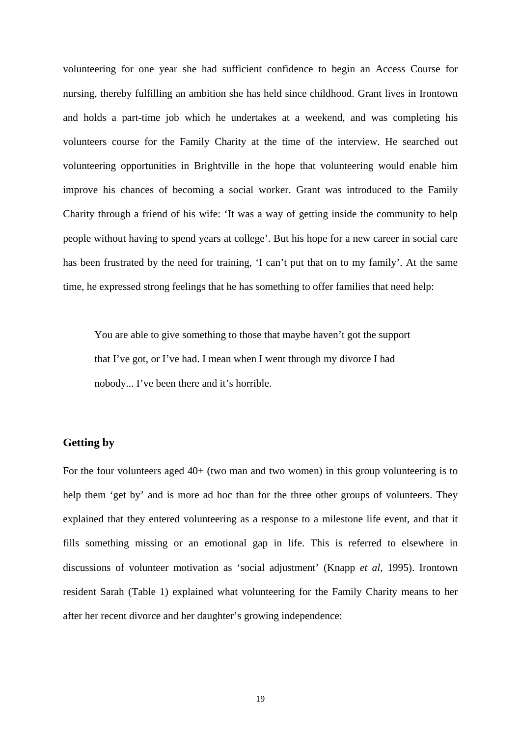volunteering for one year she had sufficient confidence to begin an Access Course for nursing, thereby fulfilling an ambition she has held since childhood. Grant lives in Irontown and holds a part-time job which he undertakes at a weekend, and was completing his volunteers course for the Family Charity at the time of the interview. He searched out volunteering opportunities in Brightville in the hope that volunteering would enable him improve his chances of becoming a social worker. Grant was introduced to the Family Charity through a friend of his wife: 'It was a way of getting inside the community to help people without having to spend years at college'. But his hope for a new career in social care has been frustrated by the need for training, 'I can't put that on to my family'. At the same time, he expressed strong feelings that he has something to offer families that need help:

> You are able to give something to those that maybe haven't got the support that I've got, or I've had. I mean when I went through my divorce I had nobody... I've been there and it's horrible.

### Getting by

For the four volunteers aged 40+ (two man and two women) in this group volunteering is to help them 'get by' and is more ad hoc than for the three other groups of volunteers. They explained that they entered volunteering as a response to a milestone life event, and that it fills something missing or an emotional gap in life. This is referred to elsewhere in discussions of volunteer motivation as 'social adjustment' (Knapp *et al*, 1995). Irontown resident Sarah (Table 1) explained what volunteering for the Family Charity means to her after her recent divorce and her daughter's growing independence: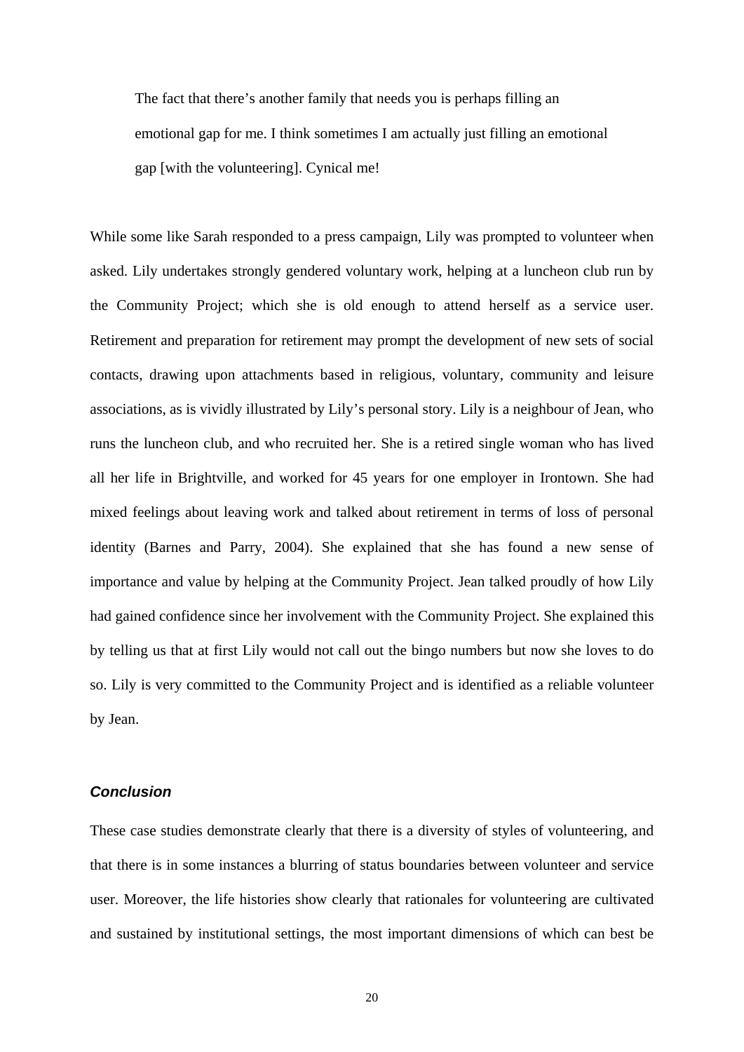> The fact that there's another family that needs you is perhaps filling an emotional gap for me. I think sometimes I am actually just filling an emotional gap [with the volunteering]. Cynical me!

While some like Sarah responded to a press campaign, Lily was prompted to volunteer when asked. Lily undertakes strongly gendered voluntary work, helping at a luncheon club run by the Community Project; which she is old enough to attend herself as a service user. Retirement and preparation for retirement may prompt the development of new sets of social contacts, drawing upon attachments based in religious, voluntary, community and leisure associations, as is vividly illustrated by Lily's personal story. Lily is a neighbour of Jean, who runs the luncheon club, and who recruited her. She is a retired single woman who has lived all her life in Brightville, and worked for 45 years for one employer in Irontown. She had mixed feelings about leaving work and talked about retirement in terms of loss of personal identity (Barnes and Parry, 2004). She explained that she has found a new sense of importance and value by helping at the Community Project. Jean talked proudly of how Lily had gained confidence since her involvement with the Community Project. She explained this by telling us that at first Lily would not call out the bingo numbers but now she loves to do so. Lily is very committed to the Community Project and is identified as a reliable volunteer by Jean.

### *Conclusion*

These case studies demonstrate clearly that there is a diversity of styles of volunteering, and that there is in some instances a blurring of status boundaries between volunteer and service user. Moreover, the life histories show clearly that rationales for volunteering are cultivated and sustained by institutional settings, the most important dimensions of which can best be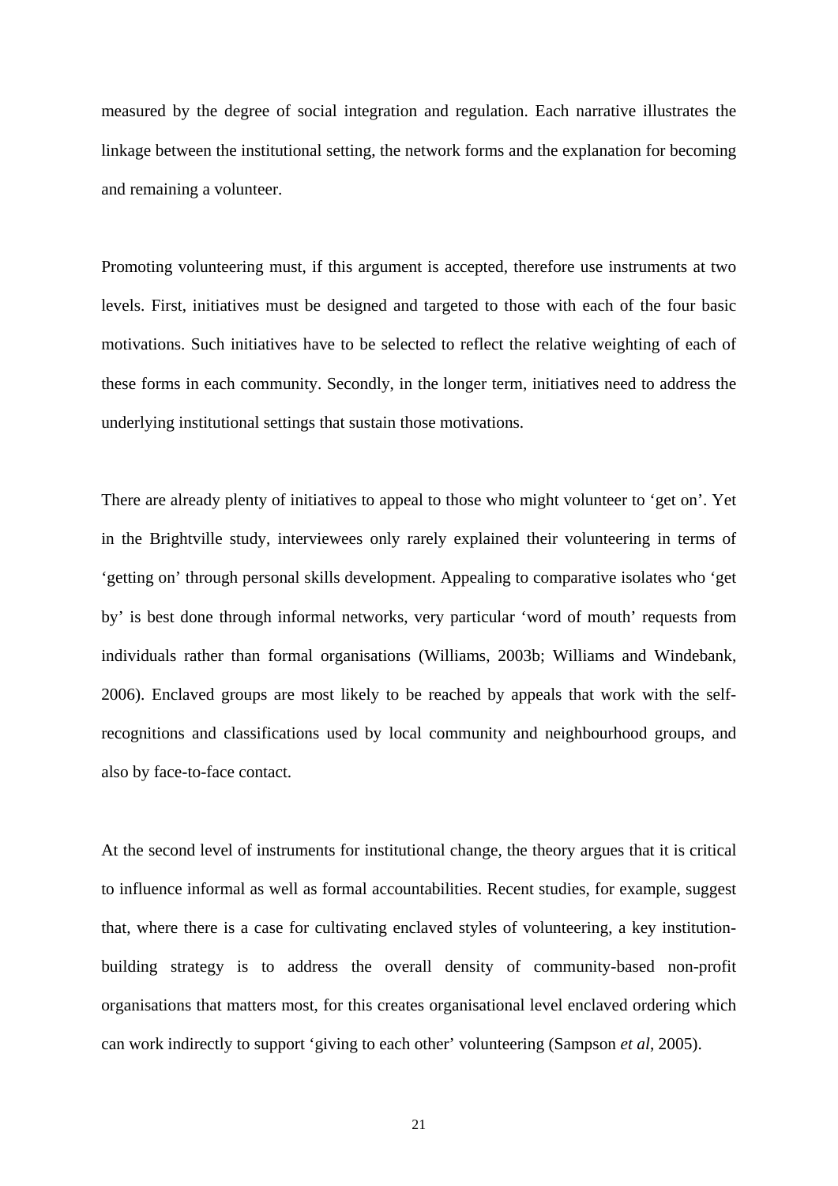measured by the degree of social integration and regulation. Each narrative illustrates the linkage between the institutional setting, the network forms and the explanation for becoming and remaining a volunteer.

Promoting volunteering must, if this argument is accepted, therefore use instruments at two levels. First, initiatives must be designed and targeted to those with each of the four basic motivations. Such initiatives have to be selected to reflect the relative weighting of each of these forms in each community. Secondly, in the longer term, initiatives need to address the underlying institutional settings that sustain those motivations.

There are already plenty of initiatives to appeal to those who might volunteer to 'get on'. Yet in the Brightville study, interviewees only rarely explained their volunteering in terms of 'getting on' through personal skills development. Appealing to comparative isolates who 'get by' is best done through informal networks, very particular 'word of mouth' requests from individuals rather than formal organisations (Williams, 2003b; Williams and Windebank, 2006). Enclaved groups are most likely to be reached by appeals that work with the self-recognitions and classifications used by local community and neighbourhood groups, and also by face-to-face contact.

At the second level of instruments for institutional change, the theory argues that it is critical to influence informal as well as formal accountabilities. Recent studies, for example, suggest that, where there is a case for cultivating enclaved styles of volunteering, a key institution-building strategy is to address the overall density of community-based non-profit organisations that matters most, for this creates organisational level enclaved ordering which can work indirectly to support 'giving to each other' volunteering (Sampson *et al*, 2005).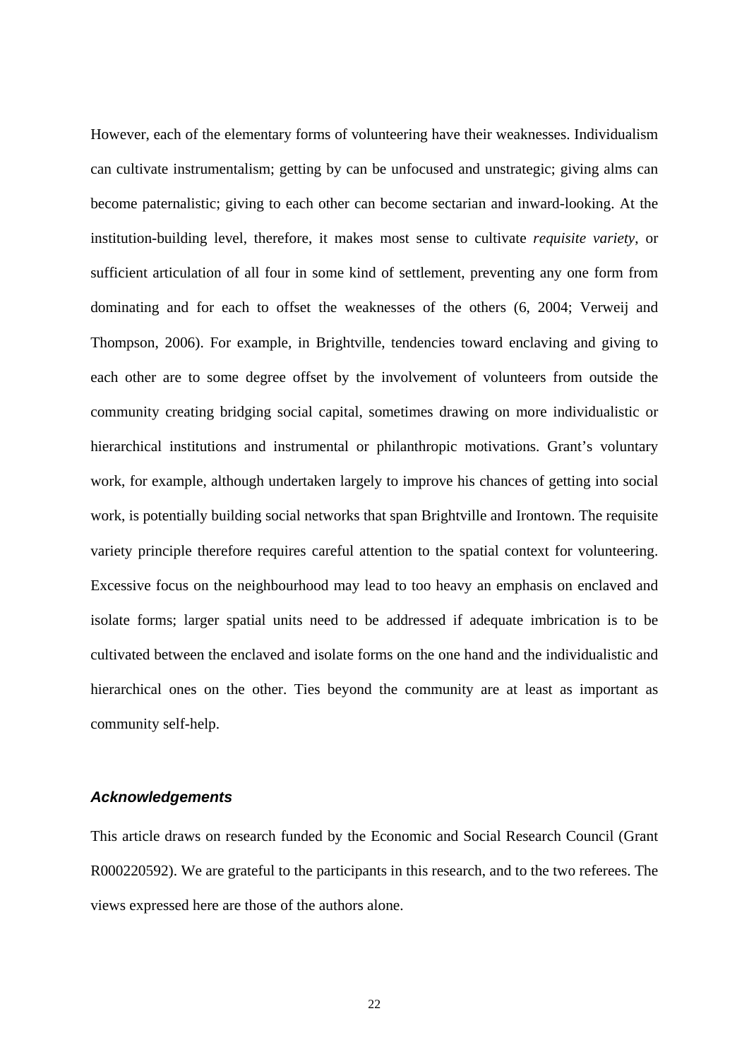However, each of the elementary forms of volunteering have their weaknesses. Individualism can cultivate instrumentalism; getting by can be unfocused and unstrategic; giving alms can become paternalistic; giving to each other can become sectarian and inward-looking. At the institution-building level, therefore, it makes most sense to cultivate *requisite variety*, or sufficient articulation of all four in some kind of settlement, preventing any one form from dominating and for each to offset the weaknesses of the others (6, 2004; Verweij and Thompson, 2006). For example, in Brightville, tendencies toward enclaving and giving to each other are to some degree offset by the involvement of volunteers from outside the community creating bridging social capital, sometimes drawing on more individualistic or hierarchical institutions and instrumental or philanthropic motivations. Grant's voluntary work, for example, although undertaken largely to improve his chances of getting into social work, is potentially building social networks that span Brightville and Irontown. The requisite variety principle therefore requires careful attention to the spatial context for volunteering. Excessive focus on the neighbourhood may lead to too heavy an emphasis on enclaved and isolate forms; larger spatial units need to be addressed if adequate imbrication is to be cultivated between the enclaved and isolate forms on the one hand and the individualistic and hierarchical ones on the other. Ties beyond the community are at least as important as community self-help.

### *Acknowledgements*

This article draws on research funded by the Economic and Social Research Council (Grant R000220592). We are grateful to the participants in this research, and to the two referees. The views expressed here are those of the authors alone.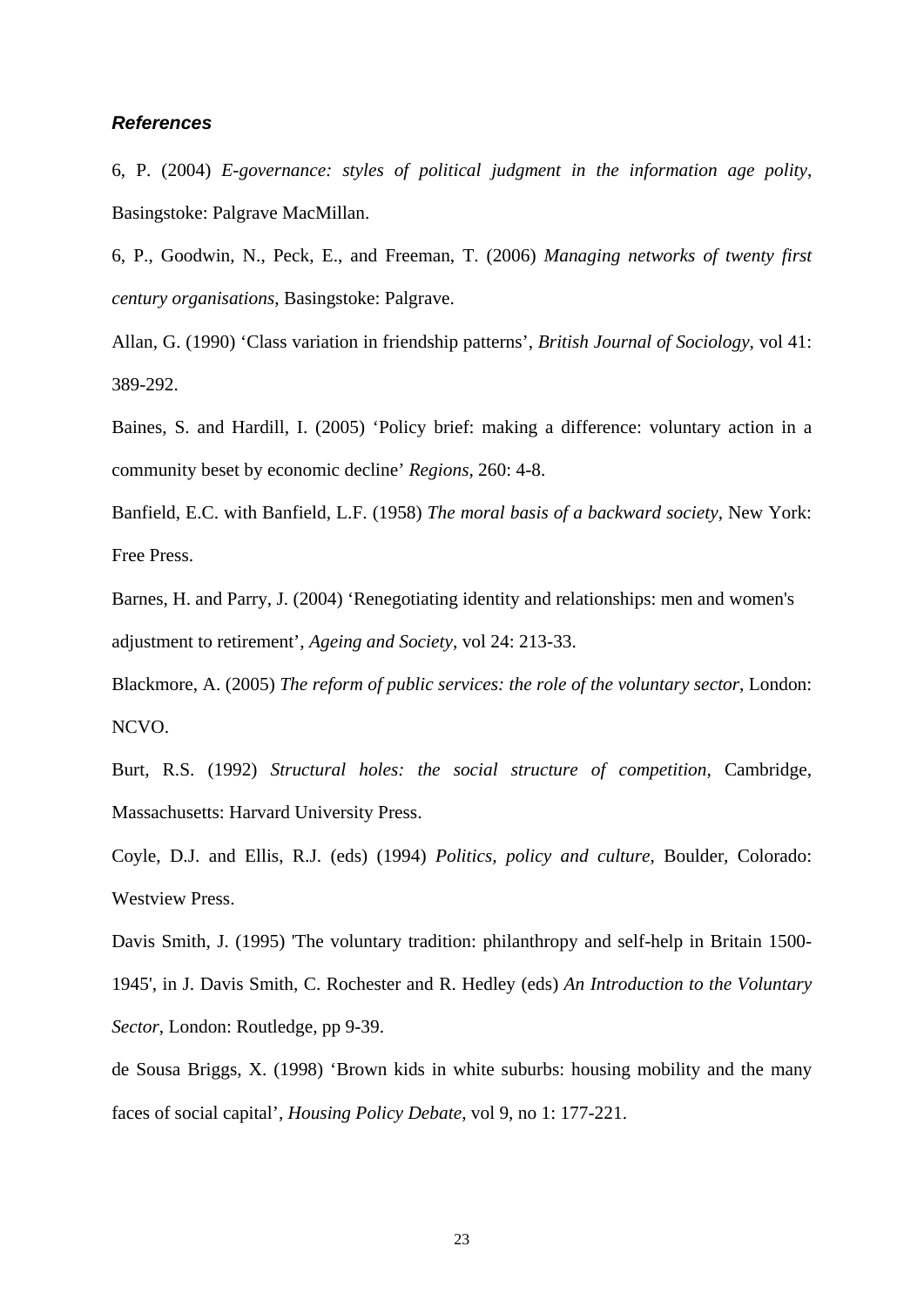### *References*

6, P. (2004) *E-governance: styles of political judgment in the information age polity*, Basingstoke: Palgrave MacMillan.

6, P., Goodwin, N., Peck, E., and Freeman, T. (2006) *Managing networks of twenty first century organisations*, Basingstoke: Palgrave.

Allan, G. (1990) 'Class variation in friendship patterns', *British Journal of Sociology*, vol 41: 389-292.

Baines, S. and Hardill, I. (2005) 'Policy brief: making a difference: voluntary action in a community beset by economic decline' *Regions,* 260: 4-8.

Banfield, E.C. with Banfield, L.F. (1958) *The moral basis of a backward society*, New York: Free Press.

Barnes, H. and Parry, J. (2004) 'Renegotiating identity and relationships: men and women's adjustment to retirement', *Ageing and Society*, vol 24: 213-33.

Blackmore, A. (2005) *The reform of public services: the role of the voluntary sector*, London: NCVO.

Burt, R.S. (1992) *Structural holes: the social structure of competition*, Cambridge, Massachusetts: Harvard University Press.

Coyle, D.J. and Ellis, R.J. (eds) (1994) *Politics, policy and culture*, Boulder, Colorado: Westview Press.

Davis Smith, J. (1995) 'The voluntary tradition: philanthropy and self-help in Britain 1500-1945', in J. Davis Smith, C. Rochester and R. Hedley (eds) *An Introduction to the Voluntary Sector*, London: Routledge, pp 9-39.

de Sousa Briggs, X. (1998) 'Brown kids in white suburbs: housing mobility and the many faces of social capital', *Housing Policy Debate*, vol 9, no 1: 177-221.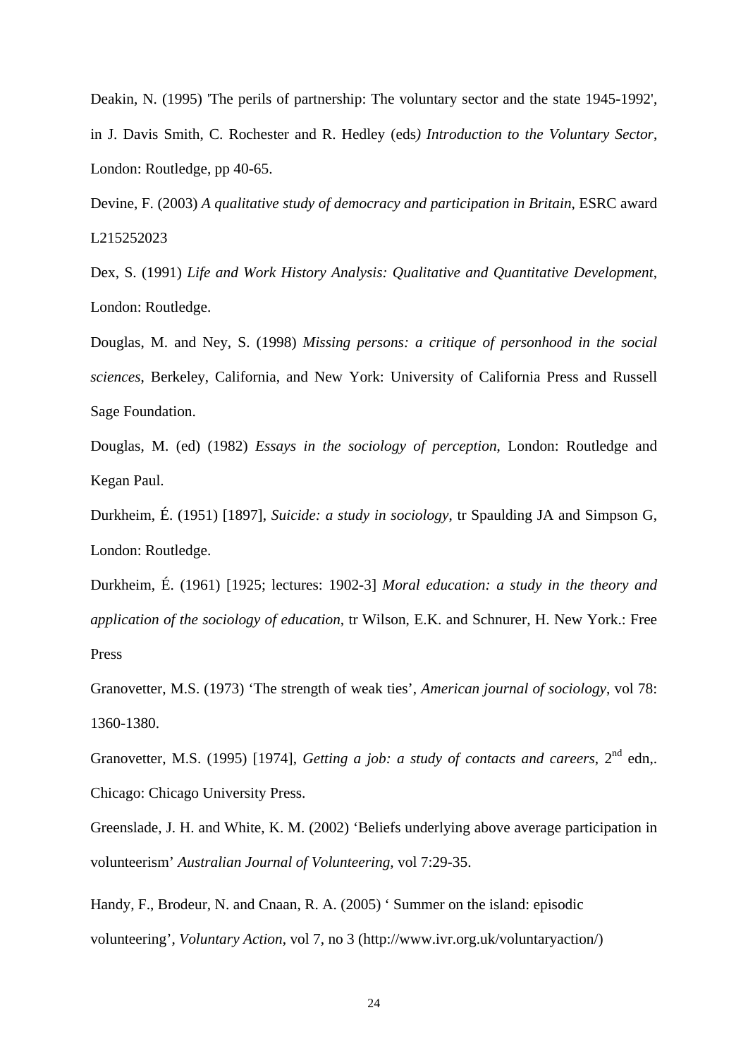Deakin, N. (1995) 'The perils of partnership: The voluntary sector and the state 1945-1992', in J. Davis Smith, C. Rochester and R. Hedley (eds*) Introduction to the Voluntary Sector*, London: Routledge, pp 40-65.

Devine, F. (2003) *A qualitative study of democracy and participation in Britain*, ESRC award L215252023

Dex, S. (1991) *Life and Work History Analysis: Qualitative and Quantitative Development*, London: Routledge.

Douglas, M. and Ney, S. (1998) *Missing persons: a critique of personhood in the social sciences*, Berkeley, California, and New York: University of California Press and Russell Sage Foundation.

Douglas, M. (ed) (1982) *Essays in the sociology of perception*, London: Routledge and Kegan Paul.

Durkheim, É. (1951) [1897], *Suicide: a study in sociology*, tr Spaulding JA and Simpson G, London: Routledge.

Durkheim, É. (1961) [1925; lectures: 1902-3] *Moral education: a study in the theory and application of the sociology of education*, tr Wilson, E.K. and Schnurer, H. New York.: Free Press

Granovetter, M.S. (1973) 'The strength of weak ties', *American journal of sociology*, vol 78: 1360-1380.

Granovetter, M.S. (1995) [1974], *Getting a job: a study of contacts and careers*, 2nd edn,. Chicago: Chicago University Press.

Greenslade, J. H. and White, K. M. (2002) 'Beliefs underlying above average participation in volunteerism' *Australian Journal of Volunteering*, vol 7:29-35.

Handy, F., Brodeur, N. and Cnaan, R. A. (2005) ' Summer on the island: episodic volunteering', *Voluntary Action*, vol 7, no 3 (http://www.ivr.org.uk/voluntaryaction/)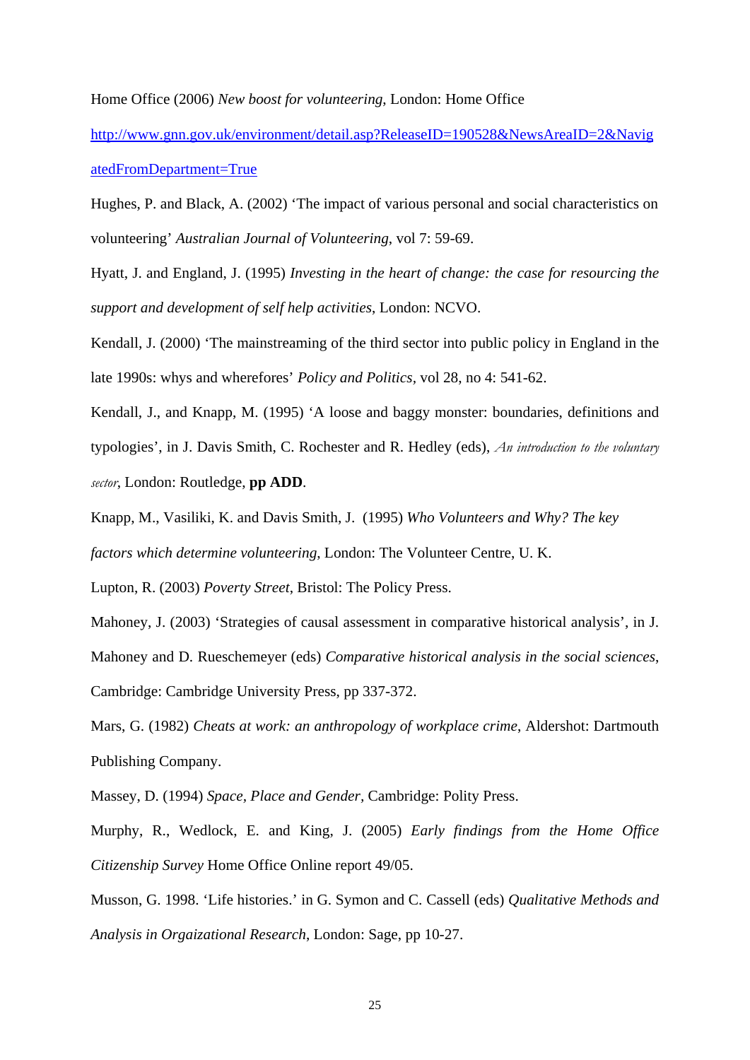Home Office (2006) *New boost for volunteering*, London: Home Office

http://www.gnn.gov.uk/environment/detail.asp?ReleaseID=190528&NewsAreaID=2&NavigatedFromDepartment=True

Hughes, P. and Black, A. (2002) 'The impact of various personal and social characteristics on volunteering' *Australian Journal of Volunteering*, vol 7: 59-69.

Hyatt, J. and England, J. (1995) *Investing in the heart of change: the case for resourcing the support and development of self help activities*, London: NCVO.

Kendall, J. (2000) 'The mainstreaming of the third sector into public policy in England in the late 1990s: whys and wherefores' *Policy and Politics*, vol 28, no 4: 541-62.

Kendall, J., and Knapp, M. (1995) 'A loose and baggy monster: boundaries, definitions and typologies', in J. Davis Smith, C. Rochester and R. Hedley (eds), *An introduction to the voluntary sector*, London: Routledge, **pp ADD**.

Knapp, M., Vasiliki, K. and Davis Smith, J. (1995) *Who Volunteers and Why? The key factors which determine volunteering*, London: The Volunteer Centre, U. K.

Lupton, R. (2003) *Poverty Street*, Bristol: The Policy Press.

Mahoney, J. (2003) 'Strategies of causal assessment in comparative historical analysis', in J. Mahoney and D. Rueschemeyer (eds) *Comparative historical analysis in the social sciences*, Cambridge: Cambridge University Press, pp 337-372.

Mars, G. (1982) *Cheats at work: an anthropology of workplace crime*, Aldershot: Dartmouth Publishing Company.

Massey, D. (1994) *Space, Place and Gender*, Cambridge: Polity Press.

Murphy, R., Wedlock, E. and King, J. (2005) *Early findings from the Home Office Citizenship Survey* Home Office Online report 49/05.

Musson, G. 1998. 'Life histories.' in G. Symon and C. Cassell (eds) *Qualitative Methods and Analysis in Orgaizational Research*, London: Sage, pp 10-27.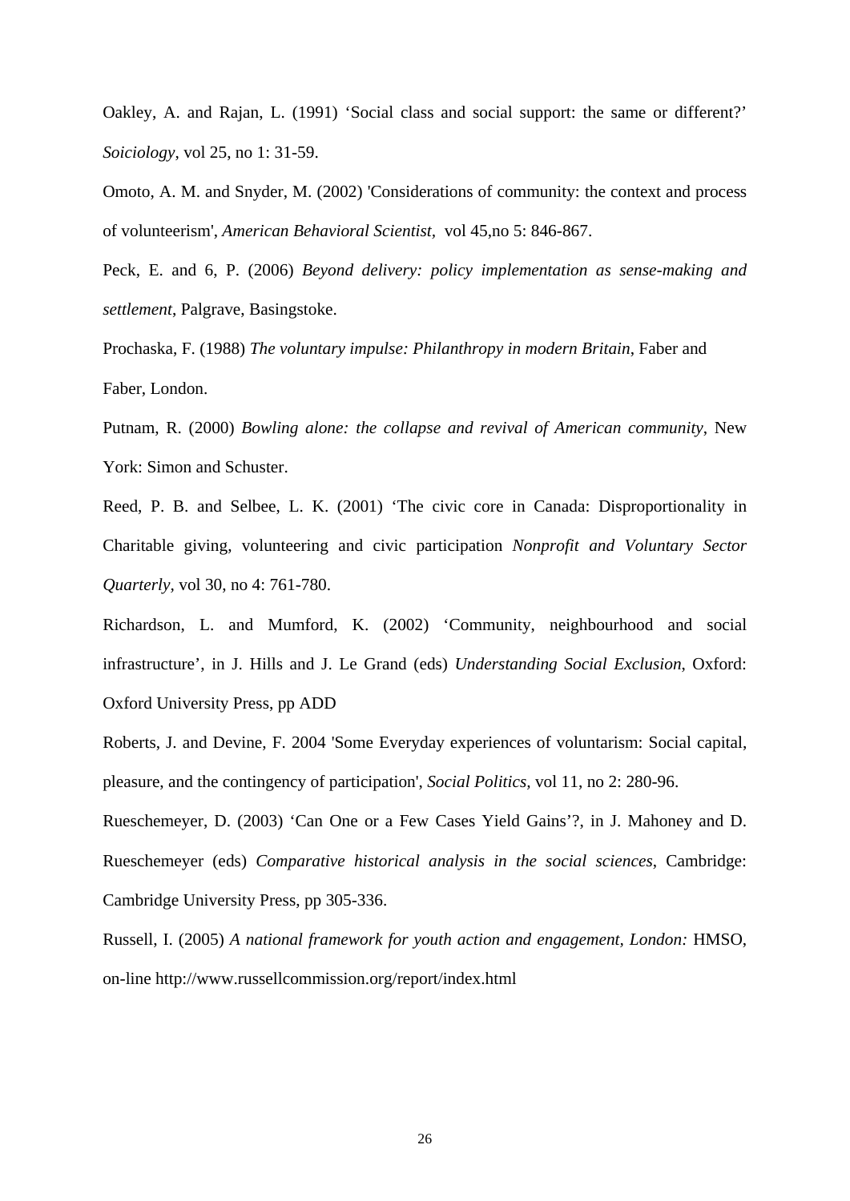Oakley, A. and Rajan, L. (1991) 'Social class and social support: the same or different?' *Soiciology*, vol 25, no 1: 31-59.

Omoto, A. M. and Snyder, M. (2002) 'Considerations of community: the context and process of volunteerism', *American Behavioral Scientist,* vol 45,no 5: 846-867.

Peck, E. and 6, P. (2006) *Beyond delivery: policy implementation as sense-making and settlement*, Palgrave, Basingstoke.

Prochaska, F. (1988) *The voluntary impulse: Philanthropy in modern Britain*, Faber and Faber, London.

Putnam, R. (2000) *Bowling alone: the collapse and revival of American community*, New York: Simon and Schuster.

Reed, P. B. and Selbee, L. K. (2001) 'The civic core in Canada: Disproportionality in Charitable giving, volunteering and civic participation *Nonprofit and Voluntary Sector Quarterly,* vol 30, no 4: 761-780.

Richardson, L. and Mumford, K. (2002) 'Community, neighbourhood and social infrastructure', in J. Hills and J. Le Grand (eds) *Understanding Social Exclusion*, Oxford: Oxford University Press, pp ADD

Roberts, J. and Devine, F. 2004 'Some Everyday experiences of voluntarism: Social capital, pleasure, and the contingency of participation', *Social Politics,* vol 11, no 2: 280-96.

Rueschemeyer, D. (2003) 'Can One or a Few Cases Yield Gains'?, in J. Mahoney and D. Rueschemeyer (eds) *Comparative historical analysis in the social sciences*, Cambridge: Cambridge University Press, pp 305-336.

Russell, I. (2005) *A national framework for youth action and engagement, London:* HMSO, on-line http://www.russellcommission.org/report/index.html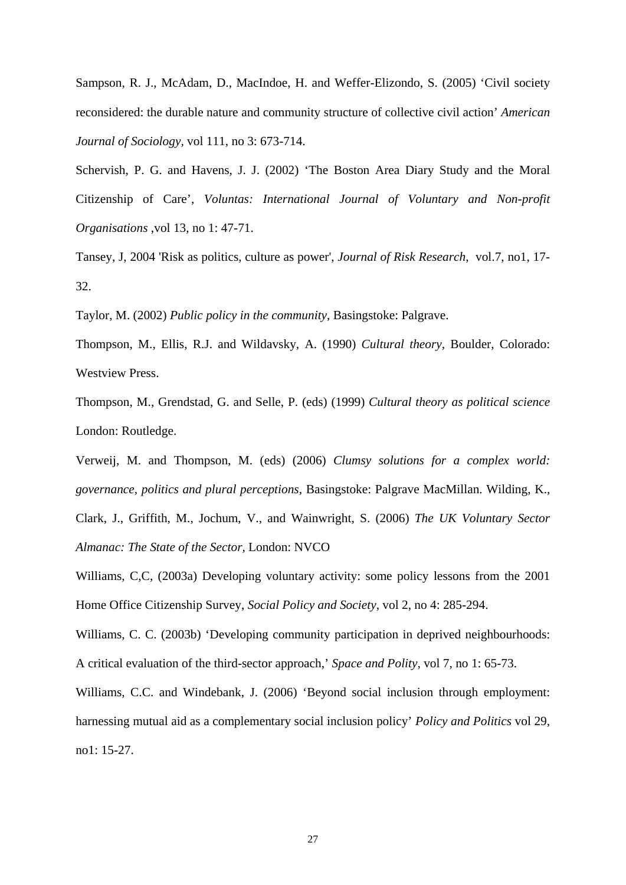Sampson, R. J., McAdam, D., MacIndoe, H. and Weffer-Elizondo, S. (2005) 'Civil society reconsidered: the durable nature and community structure of collective civil action' *American Journal of Sociology*, vol 111, no 3: 673-714.

Schervish, P. G. and Havens, J. J. (2002) 'The Boston Area Diary Study and the Moral Citizenship of Care', *Voluntas: International Journal of Voluntary and Non-profit Organisations* ,vol 13, no 1: 47-71.

Tansey, J, 2004 'Risk as politics, culture as power', *Journal of Risk Research*, vol.7, no1, 17-32.

Taylor, M. (2002) *Public policy in the community*, Basingstoke: Palgrave.

Thompson, M., Ellis, R.J. and Wildavsky, A. (1990) *Cultural theory*, Boulder, Colorado: Westview Press.

Thompson, M., Grendstad, G. and Selle, P. (eds) (1999) *Cultural theory as political science* London: Routledge.

Verweij, M. and Thompson, M. (eds) (2006) *Clumsy solutions for a complex world: governance, politics and plural perceptions*, Basingstoke: Palgrave MacMillan. Wilding, K., Clark, J., Griffith, M., Jochum, V., and Wainwright, S. (2006) *The UK Voluntary Sector Almanac: The State of the Sector,* London: NVCO

Williams, C,C, (2003a) Developing voluntary activity: some policy lessons from the 2001 Home Office Citizenship Survey, *Social Policy and Society*, vol 2, no 4: 285-294.

Williams, C. C. (2003b) 'Developing community participation in deprived neighbourhoods: A critical evaluation of the third-sector approach,' *Space and Polity,* vol 7, no 1: 65-73.

Williams, C.C. and Windebank, J. (2006) 'Beyond social inclusion through employment: harnessing mutual aid as a complementary social inclusion policy' *Policy and Politics* vol 29, no1: 15-27.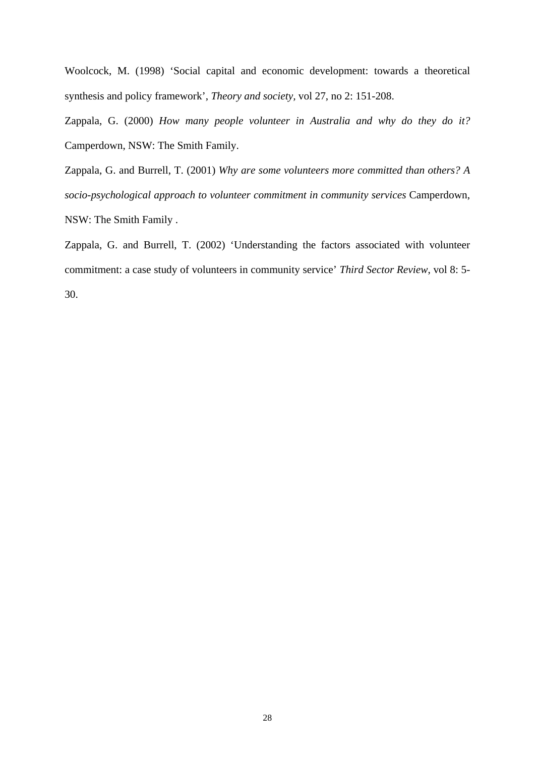Woolcock, M. (1998) 'Social capital and economic development: towards a theoretical synthesis and policy framework', *Theory and society*, vol 27, no 2: 151-208.

Zappala, G. (2000) *How many people volunteer in Australia and why do they do it?* Camperdown, NSW: The Smith Family.

Zappala, G. and Burrell, T. (2001) *Why are some volunteers more committed than others? A socio-psychological approach to volunteer commitment in community services* Camperdown, NSW: The Smith Family .

Zappala, G. and Burrell, T. (2002) 'Understanding the factors associated with volunteer commitment: a case study of volunteers in community service' *Third Sector Review*, vol 8: 5-30.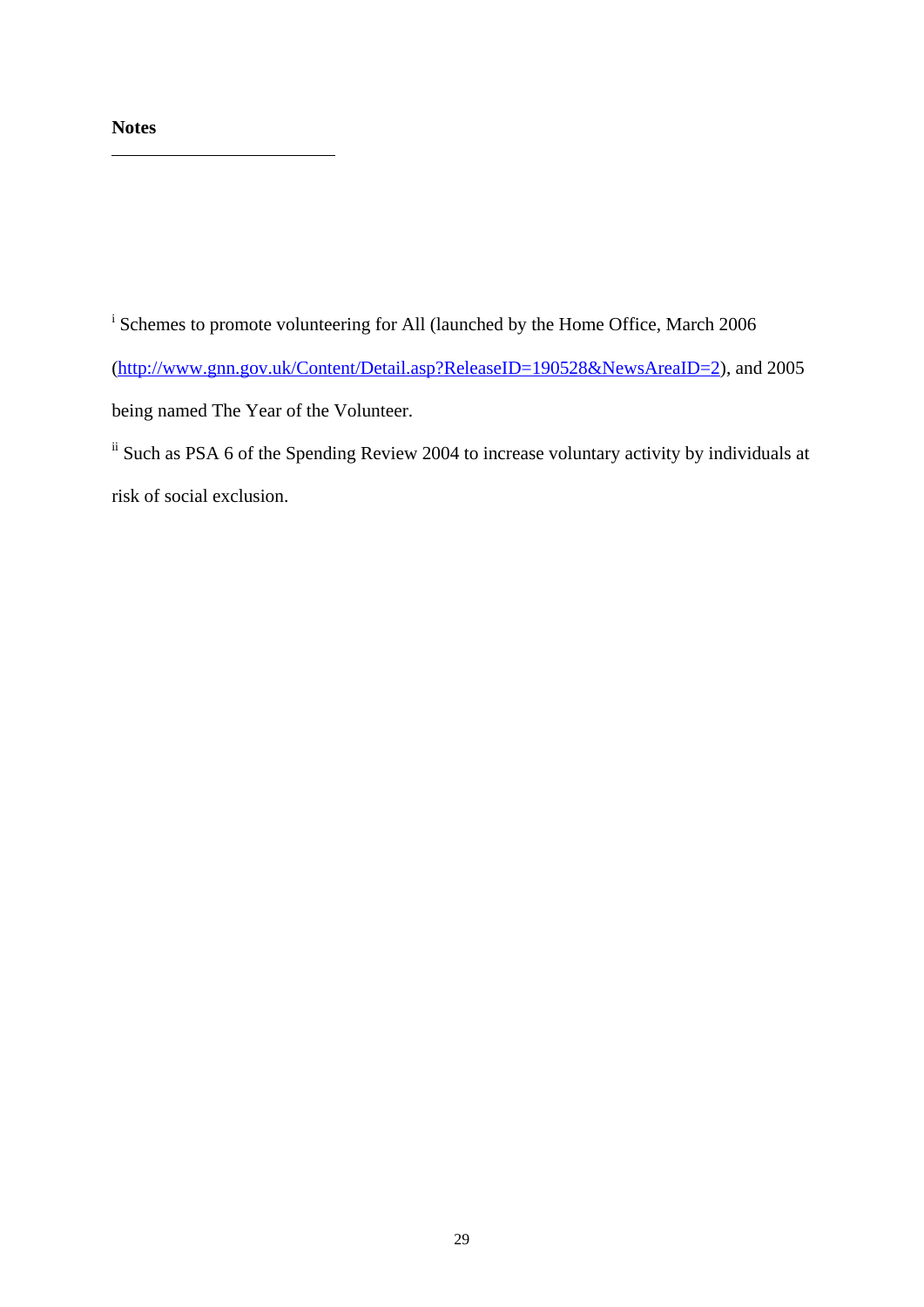**Notes**

[i] Schemes to promote volunteering for All (launched by the Home Office, March 2006 (http://www.gnn.gov.uk/Content/Detail.asp?ReleaseID=190528&NewsAreaID=2), and 2005 being named The Year of the Volunteer.

[ii] Such as PSA 6 of the Spending Review 2004 to increase voluntary activity by individuals at risk of social exclusion.